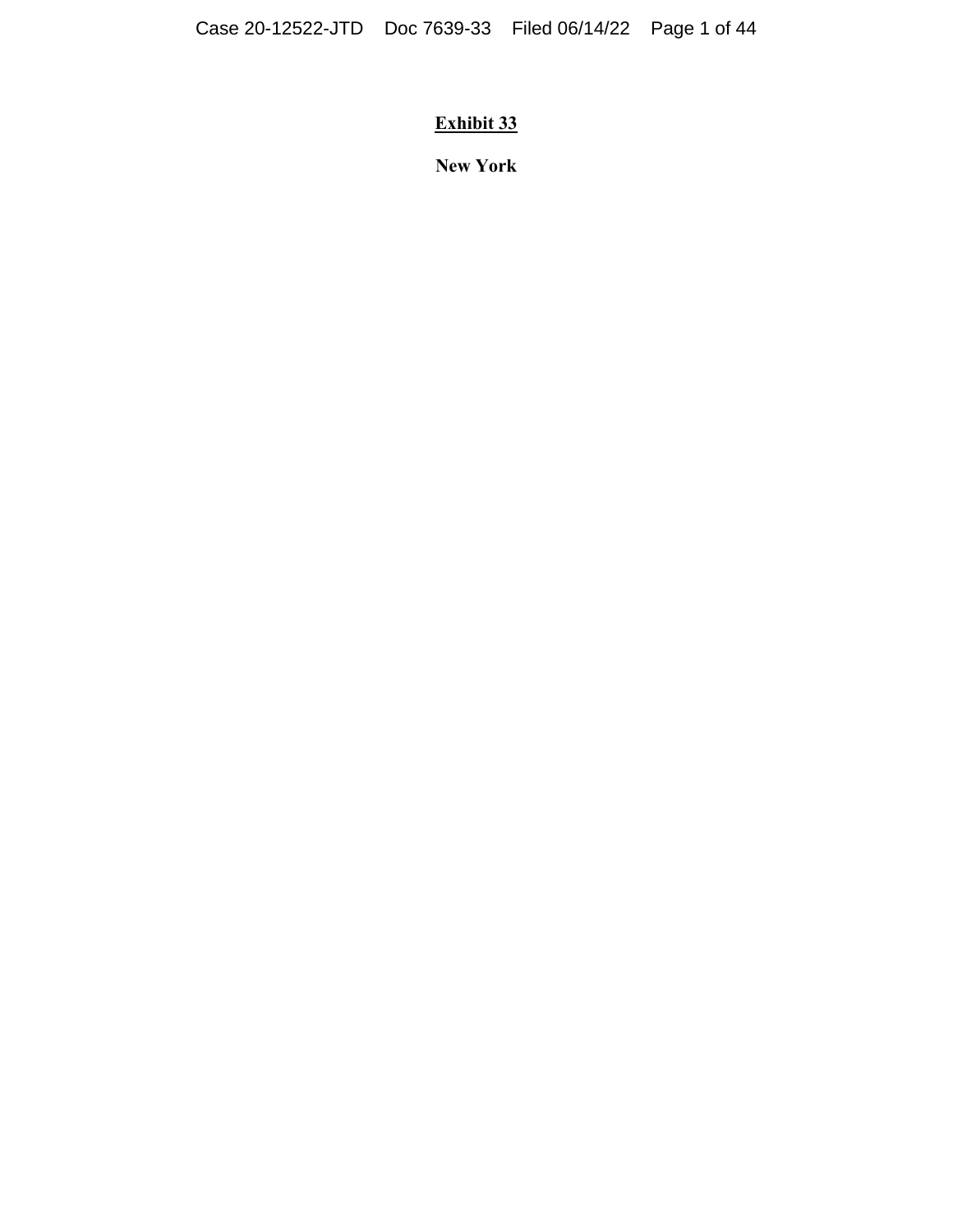**Exhibit 33**

**New York**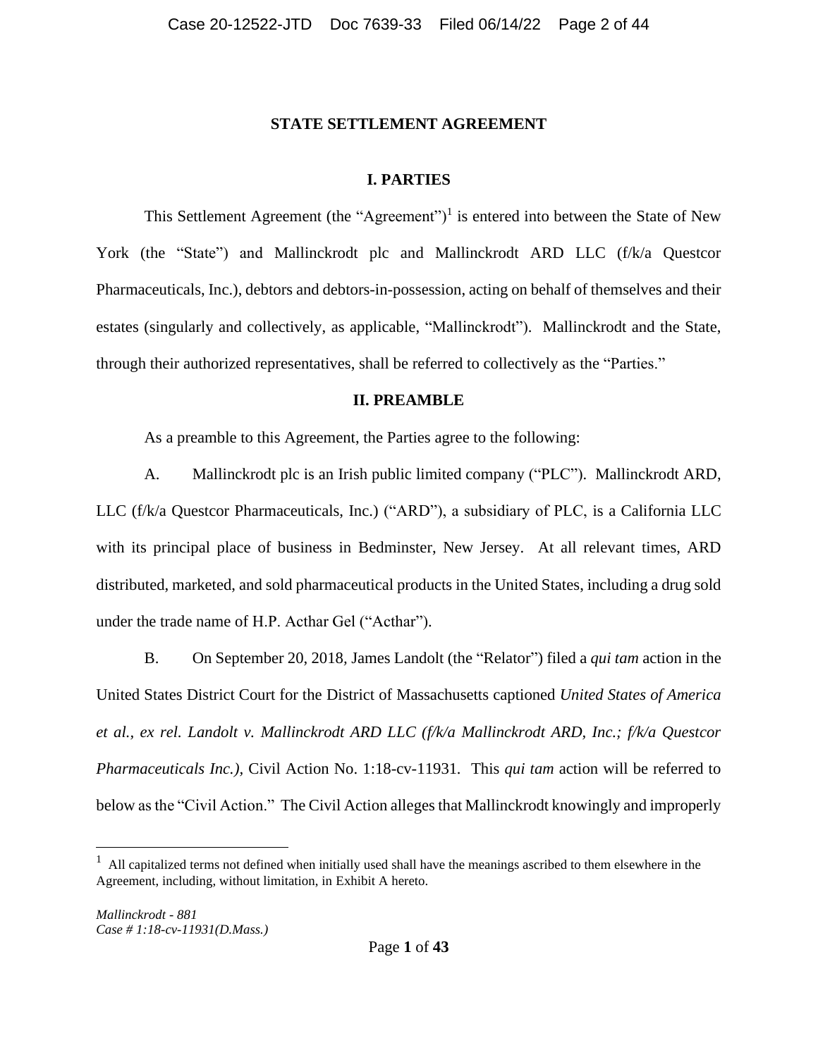# STATE SETTLEMENT AGREEMENT

## I. PARTIES

This Settlement Agreement (the "Agreement")[1] is entered into between the State of New York (the "State") and Mallinckrodt plc and Mallinckrodt ARD LLC (f/k/a Questcor Pharmaceuticals, Inc.), debtors and debtors-in-possession, acting on behalf of themselves and their estates (singularly and collectively, as applicable, "Mallinckrodt"). Mallinckrodt and the State, through their authorized representatives, shall be referred to collectively as the "Parties."

## II. PREAMBLE

As a preamble to this Agreement, the Parties agree to the following:

A. Mallinckrodt plc is an Irish public limited company ("PLC"). Mallinckrodt ARD, LLC (f/k/a Questcor Pharmaceuticals, Inc.) ("ARD"), a subsidiary of PLC, is a California LLC with its principal place of business in Bedminster, New Jersey. At all relevant times, ARD distributed, marketed, and sold pharmaceutical products in the United States, including a drug sold under the trade name of H.P. Acthar Gel ("Acthar").

B. On September 20, 2018, James Landolt (the "Relator") filed a *qui tam* action in the United States District Court for the District of Massachusetts captioned *United States of America et al., ex rel. Landolt v. Mallinckrodt ARD LLC (f/k/a Mallinckrodt ARD, Inc.; f/k/a Questcor Pharmaceuticals Inc.),* Civil Action No. 1:18-cv-11931. This *qui tam* action will be referred to below as the "Civil Action." The Civil Action alleges that Mallinckrodt knowingly and improperly

[1] All capitalized terms not defined when initially used shall have the meanings ascribed to them elsewhere in the Agreement, including, without limitation, in Exhibit A hereto.

*Mallinckrodt - 881*
*Case # 1:18-cv-11931(D.Mass.)*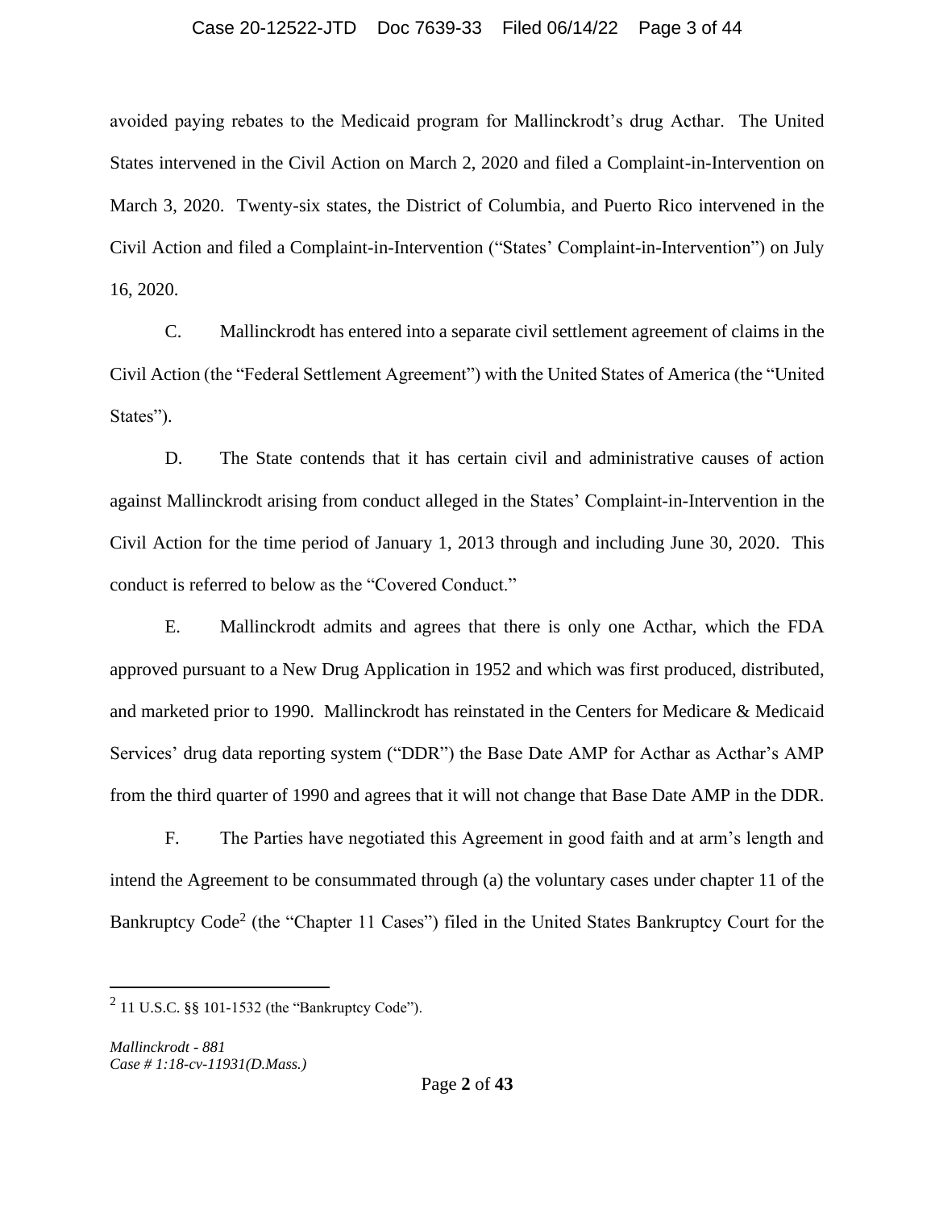avoided paying rebates to the Medicaid program for Mallinckrodt's drug Acthar. The United States intervened in the Civil Action on March 2, 2020 and filed a Complaint-in-Intervention on March 3, 2020. Twenty-six states, the District of Columbia, and Puerto Rico intervened in the Civil Action and filed a Complaint-in-Intervention ("States' Complaint-in-Intervention") on July 16, 2020.

C. Mallinckrodt has entered into a separate civil settlement agreement of claims in the Civil Action (the "Federal Settlement Agreement") with the United States of America (the "United States").

D. The State contends that it has certain civil and administrative causes of action against Mallinckrodt arising from conduct alleged in the States' Complaint-in-Intervention in the Civil Action for the time period of January 1, 2013 through and including June 30, 2020. This conduct is referred to below as the "Covered Conduct."

E. Mallinckrodt admits and agrees that there is only one Acthar, which the FDA approved pursuant to a New Drug Application in 1952 and which was first produced, distributed, and marketed prior to 1990. Mallinckrodt has reinstated in the Centers for Medicare & Medicaid Services' drug data reporting system ("DDR") the Base Date AMP for Acthar as Acthar's AMP from the third quarter of 1990 and agrees that it will not change that Base Date AMP in the DDR.

F. The Parties have negotiated this Agreement in good faith and at arm's length and intend the Agreement to be consummated through (a) the voluntary cases under chapter 11 of the Bankruptcy Code[2] (the "Chapter 11 Cases") filed in the United States Bankruptcy Court for the

[2] 11 U.S.C. §§ 101-1532 (the "Bankruptcy Code").

*Mallinckrodt - 881*
*Case # 1:18-cv-11931(D.Mass.)*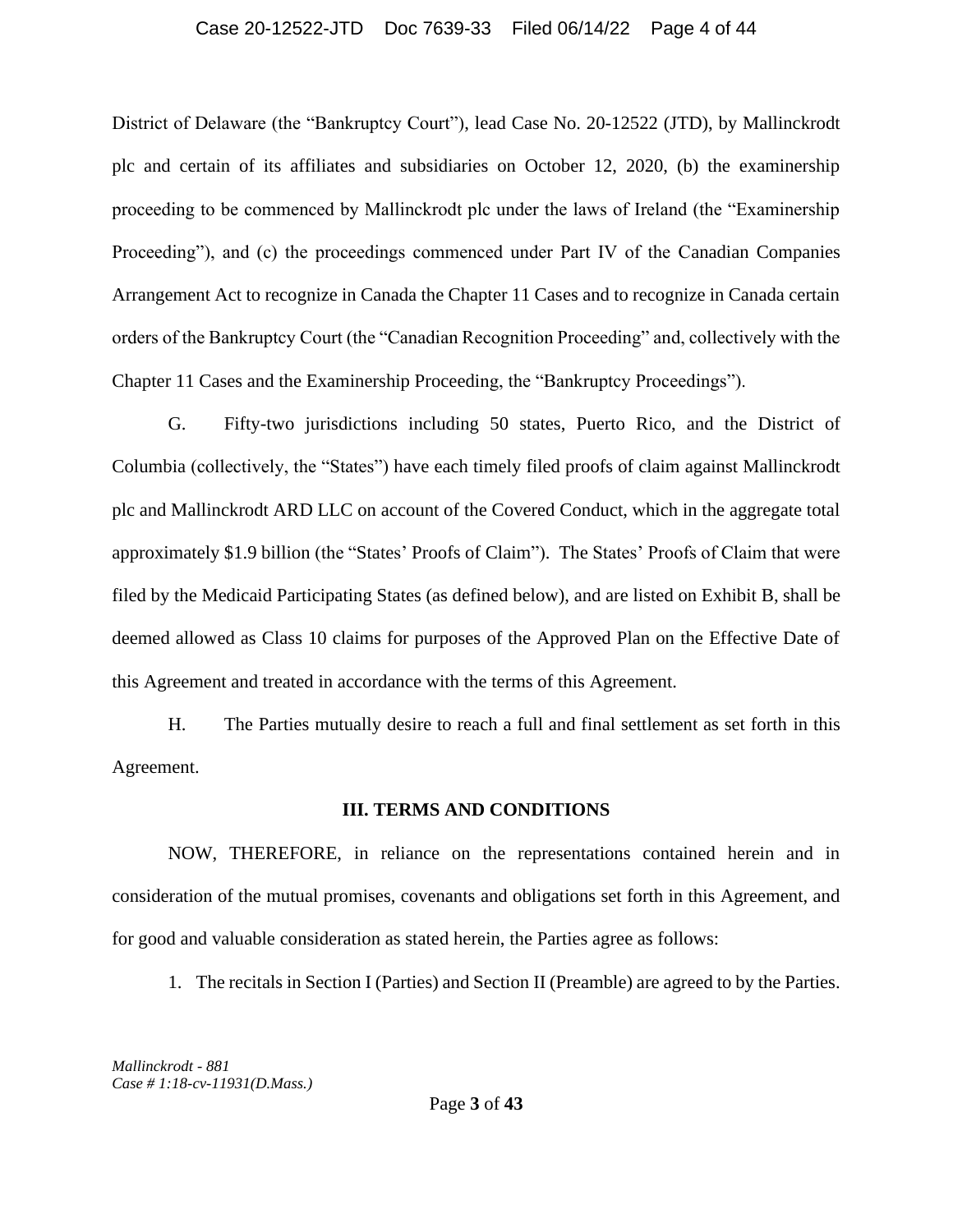District of Delaware (the "Bankruptcy Court"), lead Case No. 20-12522 (JTD), by Mallinckrodt plc and certain of its affiliates and subsidiaries on October 12, 2020, (b) the examinership proceeding to be commenced by Mallinckrodt plc under the laws of Ireland (the "Examinership Proceeding"), and (c) the proceedings commenced under Part IV of the Canadian Companies Arrangement Act to recognize in Canada the Chapter 11 Cases and to recognize in Canada certain orders of the Bankruptcy Court (the "Canadian Recognition Proceeding" and, collectively with the Chapter 11 Cases and the Examinership Proceeding, the "Bankruptcy Proceedings").

G. Fifty-two jurisdictions including 50 states, Puerto Rico, and the District of Columbia (collectively, the "States") have each timely filed proofs of claim against Mallinckrodt plc and Mallinckrodt ARD LLC on account of the Covered Conduct, which in the aggregate total approximately $1.9 billion (the "States' Proofs of Claim"). The States' Proofs of Claim that were filed by the Medicaid Participating States (as defined below), and are listed on Exhibit B, shall be deemed allowed as Class 10 claims for purposes of the Approved Plan on the Effective Date of this Agreement and treated in accordance with the terms of this Agreement.

H. The Parties mutually desire to reach a full and final settlement as set forth in this Agreement.

## III. TERMS AND CONDITIONS

NOW, THEREFORE, in reliance on the representations contained herein and in consideration of the mutual promises, covenants and obligations set forth in this Agreement, and for good and valuable consideration as stated herein, the Parties agree as follows:

1. The recitals in Section I (Parties) and Section II (Preamble) are agreed to by the Parties.

*Mallinckrodt - 881*
*Case # 1:18-cv-11931(D.Mass.)*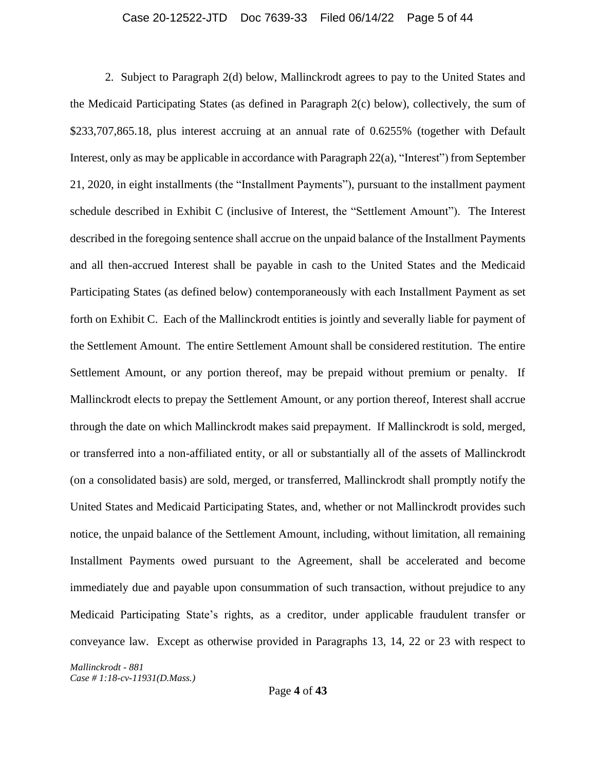2. Subject to Paragraph 2(d) below, Mallinckrodt agrees to pay to the United States and the Medicaid Participating States (as defined in Paragraph 2(c) below), collectively, the sum of $233,707,865.18, plus interest accruing at an annual rate of 0.6255% (together with Default Interest, only as may be applicable in accordance with Paragraph 22(a), "Interest") from September 21, 2020, in eight installments (the "Installment Payments"), pursuant to the installment payment schedule described in Exhibit C (inclusive of Interest, the "Settlement Amount"). The Interest described in the foregoing sentence shall accrue on the unpaid balance of the Installment Payments and all then-accrued Interest shall be payable in cash to the United States and the Medicaid Participating States (as defined below) contemporaneously with each Installment Payment as set forth on Exhibit C. Each of the Mallinckrodt entities is jointly and severally liable for payment of the Settlement Amount. The entire Settlement Amount shall be considered restitution. The entire Settlement Amount, or any portion thereof, may be prepaid without premium or penalty. If Mallinckrodt elects to prepay the Settlement Amount, or any portion thereof, Interest shall accrue through the date on which Mallinckrodt makes said prepayment. If Mallinckrodt is sold, merged, or transferred into a non-affiliated entity, or all or substantially all of the assets of Mallinckrodt (on a consolidated basis) are sold, merged, or transferred, Mallinckrodt shall promptly notify the United States and Medicaid Participating States, and, whether or not Mallinckrodt provides such notice, the unpaid balance of the Settlement Amount, including, without limitation, all remaining Installment Payments owed pursuant to the Agreement, shall be accelerated and become immediately due and payable upon consummation of such transaction, without prejudice to any Medicaid Participating State's rights, as a creditor, under applicable fraudulent transfer or conveyance law. Except as otherwise provided in Paragraphs 13, 14, 22 or 23 with respect to

*Mallinckrodt - 881*
*Case # 1:18-cv-11931(D.Mass.)*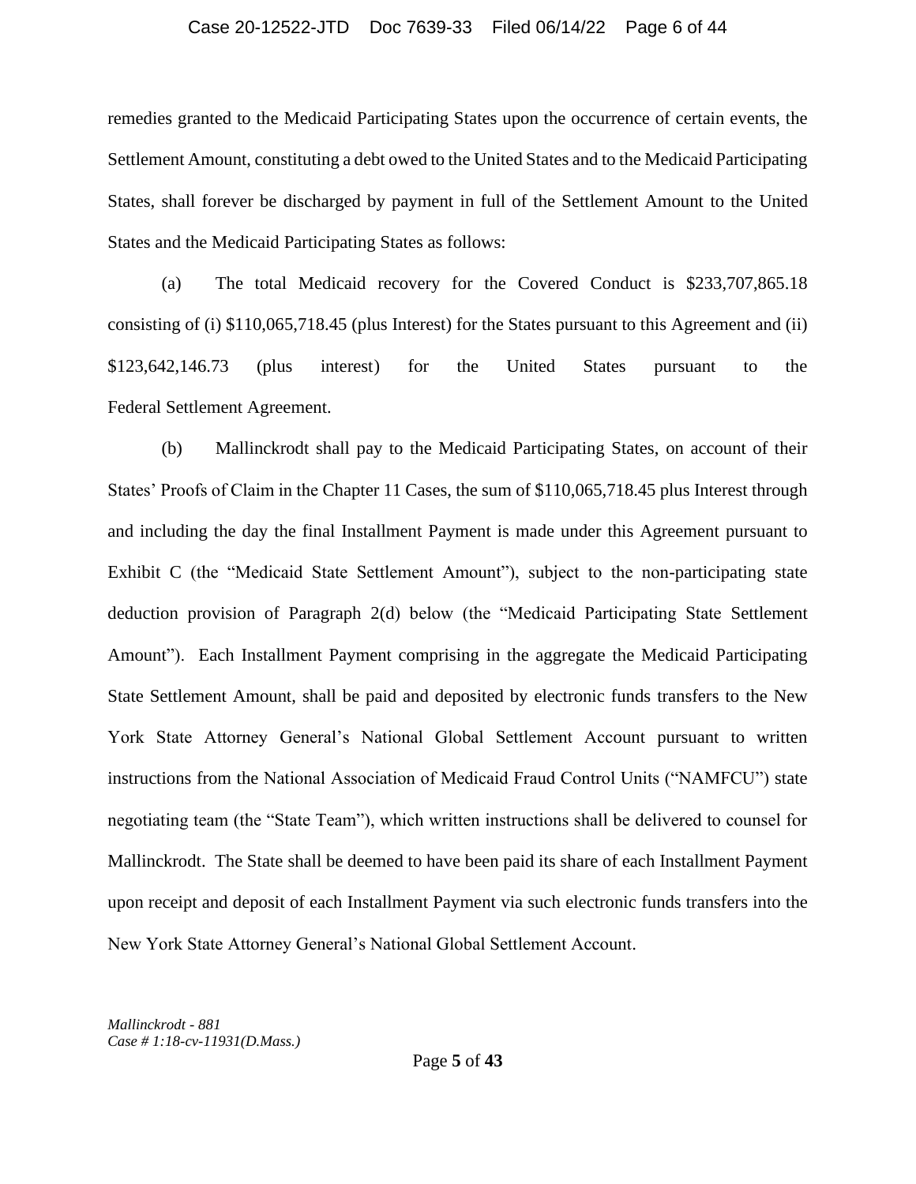remedies granted to the Medicaid Participating States upon the occurrence of certain events, the Settlement Amount, constituting a debt owed to the United States and to the Medicaid Participating States, shall forever be discharged by payment in full of the Settlement Amount to the United States and the Medicaid Participating States as follows:

(a) The total Medicaid recovery for the Covered Conduct is $233,707,865.18 consisting of (i) $110,065,718.45 (plus Interest) for the States pursuant to this Agreement and (ii) $123,642,146.73 (plus interest) for the United States pursuant to the Federal Settlement Agreement.

(b) Mallinckrodt shall pay to the Medicaid Participating States, on account of their States' Proofs of Claim in the Chapter 11 Cases, the sum of $110,065,718.45 plus Interest through and including the day the final Installment Payment is made under this Agreement pursuant to Exhibit C (the "Medicaid State Settlement Amount"), subject to the non-participating state deduction provision of Paragraph 2(d) below (the "Medicaid Participating State Settlement Amount"). Each Installment Payment comprising in the aggregate the Medicaid Participating State Settlement Amount, shall be paid and deposited by electronic funds transfers to the New York State Attorney General's National Global Settlement Account pursuant to written instructions from the National Association of Medicaid Fraud Control Units ("NAMFCU") state negotiating team (the "State Team"), which written instructions shall be delivered to counsel for Mallinckrodt. The State shall be deemed to have been paid its share of each Installment Payment upon receipt and deposit of each Installment Payment via such electronic funds transfers into the New York State Attorney General's National Global Settlement Account.

*Mallinckrodt - 881*
*Case # 1:18-cv-11931(D.Mass.)*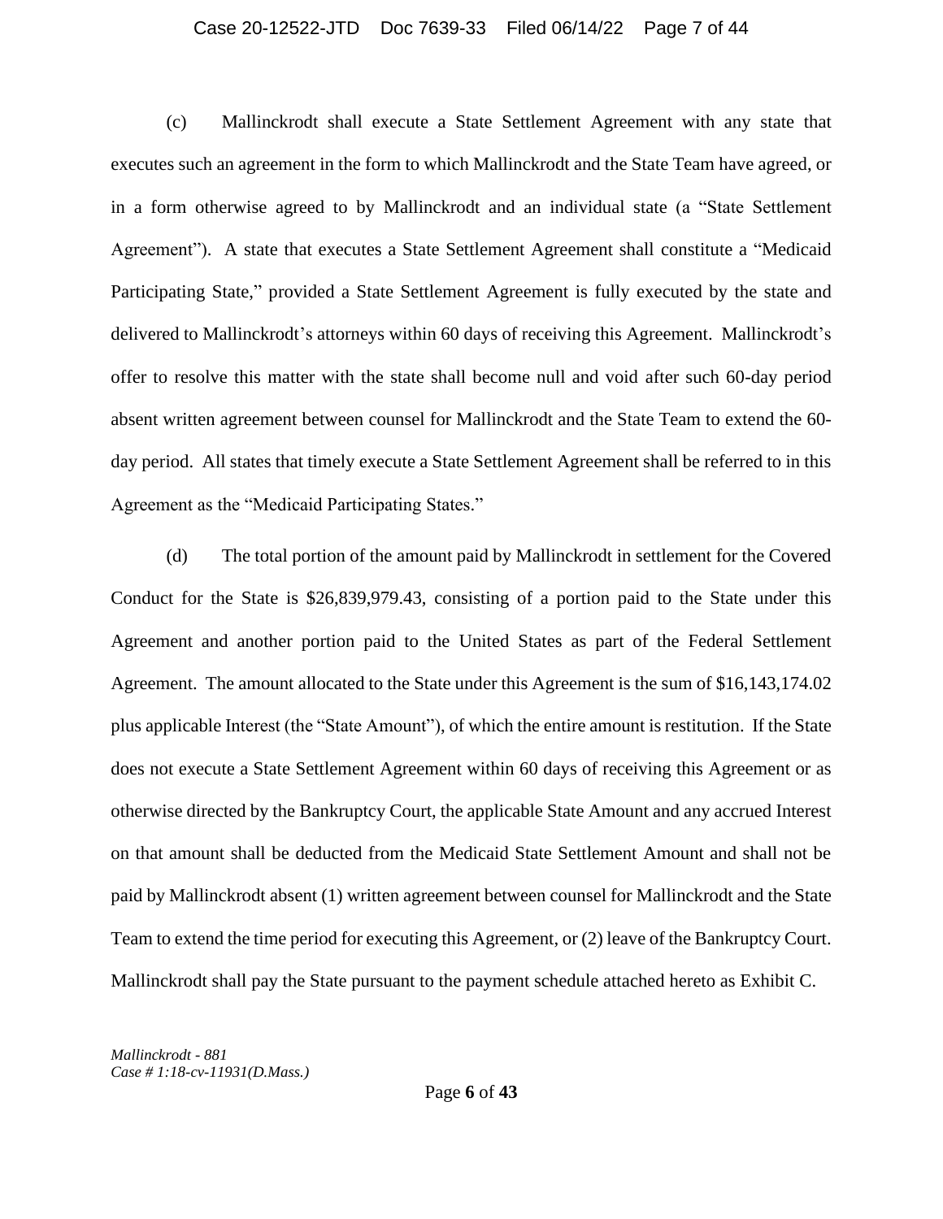(c) Mallinckrodt shall execute a State Settlement Agreement with any state that executes such an agreement in the form to which Mallinckrodt and the State Team have agreed, or in a form otherwise agreed to by Mallinckrodt and an individual state (a "State Settlement Agreement"). A state that executes a State Settlement Agreement shall constitute a "Medicaid Participating State," provided a State Settlement Agreement is fully executed by the state and delivered to Mallinckrodt's attorneys within 60 days of receiving this Agreement. Mallinckrodt's offer to resolve this matter with the state shall become null and void after such 60-day period absent written agreement between counsel for Mallinckrodt and the State Team to extend the 60-day period. All states that timely execute a State Settlement Agreement shall be referred to in this Agreement as the "Medicaid Participating States."

(d) The total portion of the amount paid by Mallinckrodt in settlement for the Covered Conduct for the State is $26,839,979.43, consisting of a portion paid to the State under this Agreement and another portion paid to the United States as part of the Federal Settlement Agreement. The amount allocated to the State under this Agreement is the sum of $16,143,174.02 plus applicable Interest (the "State Amount"), of which the entire amount is restitution. If the State does not execute a State Settlement Agreement within 60 days of receiving this Agreement or as otherwise directed by the Bankruptcy Court, the applicable State Amount and any accrued Interest on that amount shall be deducted from the Medicaid State Settlement Amount and shall not be paid by Mallinckrodt absent (1) written agreement between counsel for Mallinckrodt and the State Team to extend the time period for executing this Agreement, or (2) leave of the Bankruptcy Court. Mallinckrodt shall pay the State pursuant to the payment schedule attached hereto as Exhibit C.

*Mallinckrodt - 881*
*Case # 1:18-cv-11931(D.Mass.)*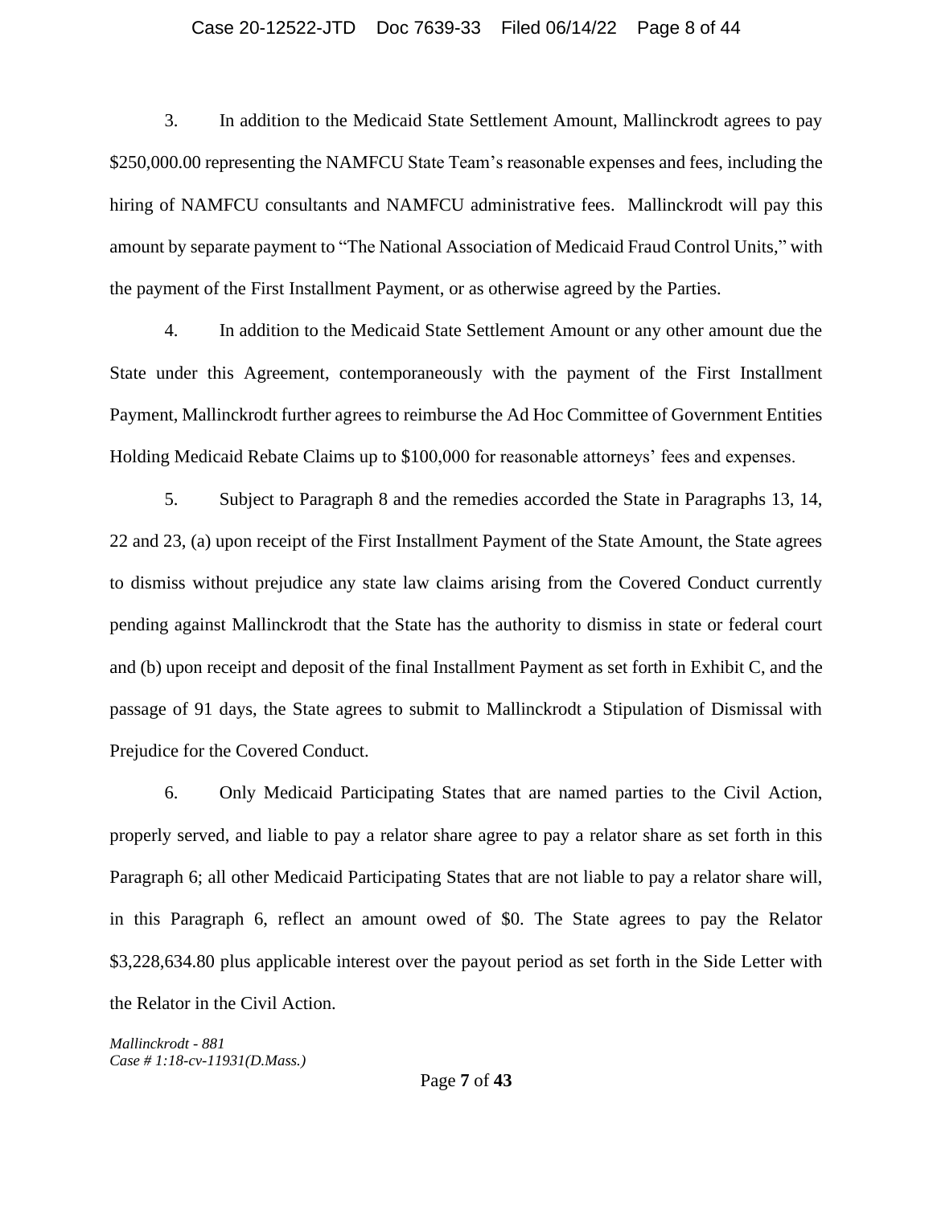3. In addition to the Medicaid State Settlement Amount, Mallinckrodt agrees to pay $250,000.00 representing the NAMFCU State Team's reasonable expenses and fees, including the hiring of NAMFCU consultants and NAMFCU administrative fees. Mallinckrodt will pay this amount by separate payment to "The National Association of Medicaid Fraud Control Units," with the payment of the First Installment Payment, or as otherwise agreed by the Parties.

4. In addition to the Medicaid State Settlement Amount or any other amount due the State under this Agreement, contemporaneously with the payment of the First Installment Payment, Mallinckrodt further agrees to reimburse the Ad Hoc Committee of Government Entities Holding Medicaid Rebate Claims up to $100,000 for reasonable attorneys' fees and expenses.

5. Subject to Paragraph 8 and the remedies accorded the State in Paragraphs 13, 14, 22 and 23, (a) upon receipt of the First Installment Payment of the State Amount, the State agrees to dismiss without prejudice any state law claims arising from the Covered Conduct currently pending against Mallinckrodt that the State has the authority to dismiss in state or federal court and (b) upon receipt and deposit of the final Installment Payment as set forth in Exhibit C, and the passage of 91 days, the State agrees to submit to Mallinckrodt a Stipulation of Dismissal with Prejudice for the Covered Conduct.

6. Only Medicaid Participating States that are named parties to the Civil Action, properly served, and liable to pay a relator share agree to pay a relator share as set forth in this Paragraph 6; all other Medicaid Participating States that are not liable to pay a relator share will, in this Paragraph 6, reflect an amount owed of $0. The State agrees to pay the Relator $3,228,634.80 plus applicable interest over the payout period as set forth in the Side Letter with the Relator in the Civil Action.

*Mallinckrodt - 881*
*Case # 1:18-cv-11931(D.Mass.)*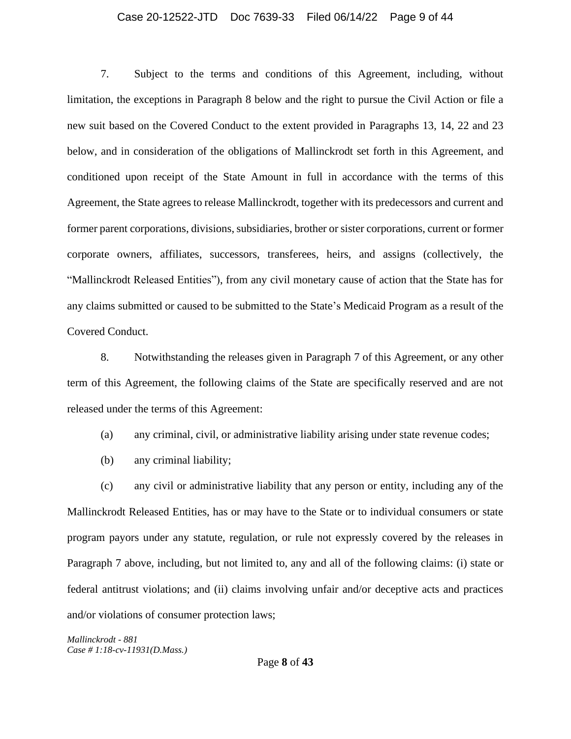7. Subject to the terms and conditions of this Agreement, including, without limitation, the exceptions in Paragraph 8 below and the right to pursue the Civil Action or file a new suit based on the Covered Conduct to the extent provided in Paragraphs 13, 14, 22 and 23 below, and in consideration of the obligations of Mallinckrodt set forth in this Agreement, and conditioned upon receipt of the State Amount in full in accordance with the terms of this Agreement, the State agrees to release Mallinckrodt, together with its predecessors and current and former parent corporations, divisions, subsidiaries, brother or sister corporations, current or former corporate owners, affiliates, successors, transferees, heirs, and assigns (collectively, the "Mallinckrodt Released Entities"), from any civil monetary cause of action that the State has for any claims submitted or caused to be submitted to the State's Medicaid Program as a result of the Covered Conduct.

8. Notwithstanding the releases given in Paragraph 7 of this Agreement, or any other term of this Agreement, the following claims of the State are specifically reserved and are not released under the terms of this Agreement:

(a) any criminal, civil, or administrative liability arising under state revenue codes;

(b) any criminal liability;

(c) any civil or administrative liability that any person or entity, including any of the Mallinckrodt Released Entities, has or may have to the State or to individual consumers or state program payors under any statute, regulation, or rule not expressly covered by the releases in Paragraph 7 above, including, but not limited to, any and all of the following claims: (i) state or federal antitrust violations; and (ii) claims involving unfair and/or deceptive acts and practices and/or violations of consumer protection laws;

*Mallinckrodt - 881*
*Case # 1:18-cv-11931(D.Mass.)*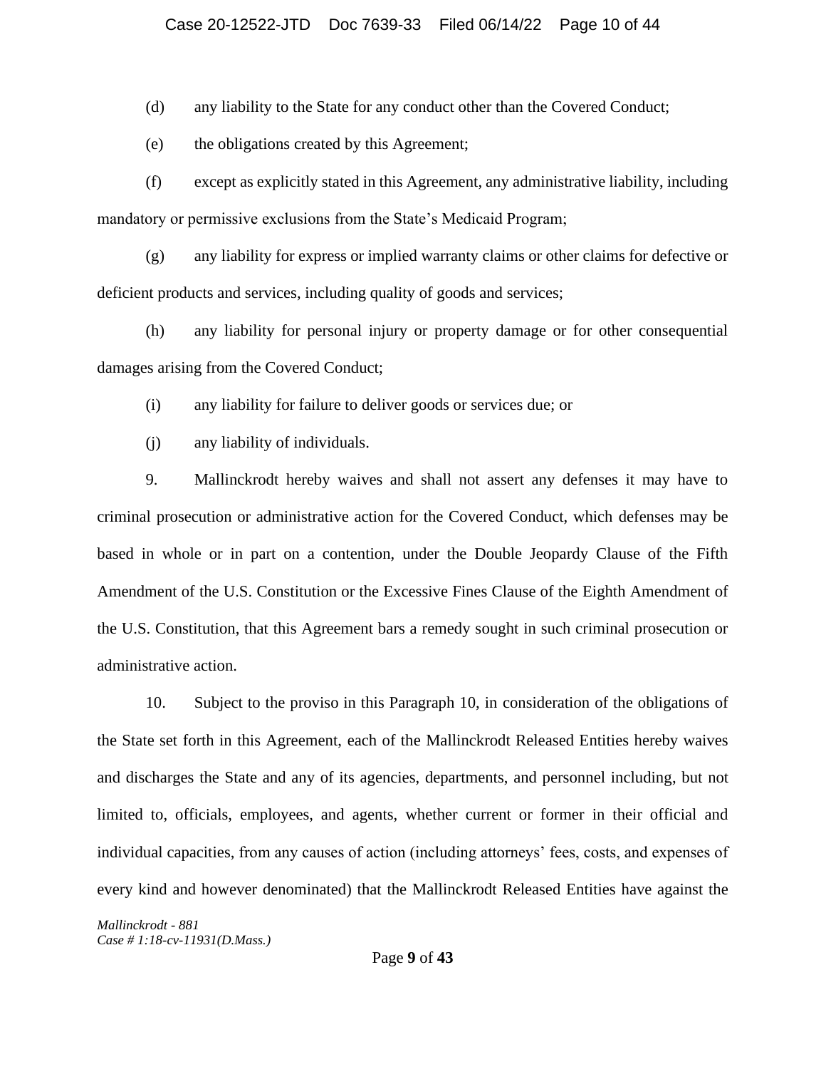(d) any liability to the State for any conduct other than the Covered Conduct;

(e) the obligations created by this Agreement;

(f) except as explicitly stated in this Agreement, any administrative liability, including mandatory or permissive exclusions from the State's Medicaid Program;

(g) any liability for express or implied warranty claims or other claims for defective or deficient products and services, including quality of goods and services;

(h) any liability for personal injury or property damage or for other consequential damages arising from the Covered Conduct;

(i) any liability for failure to deliver goods or services due; or

(j) any liability of individuals.

9. Mallinckrodt hereby waives and shall not assert any defenses it may have to criminal prosecution or administrative action for the Covered Conduct, which defenses may be based in whole or in part on a contention, under the Double Jeopardy Clause of the Fifth Amendment of the U.S. Constitution or the Excessive Fines Clause of the Eighth Amendment of the U.S. Constitution, that this Agreement bars a remedy sought in such criminal prosecution or administrative action.

10. Subject to the proviso in this Paragraph 10, in consideration of the obligations of the State set forth in this Agreement, each of the Mallinckrodt Released Entities hereby waives and discharges the State and any of its agencies, departments, and personnel including, but not limited to, officials, employees, and agents, whether current or former in their official and individual capacities, from any causes of action (including attorneys' fees, costs, and expenses of every kind and however denominated) that the Mallinckrodt Released Entities have against the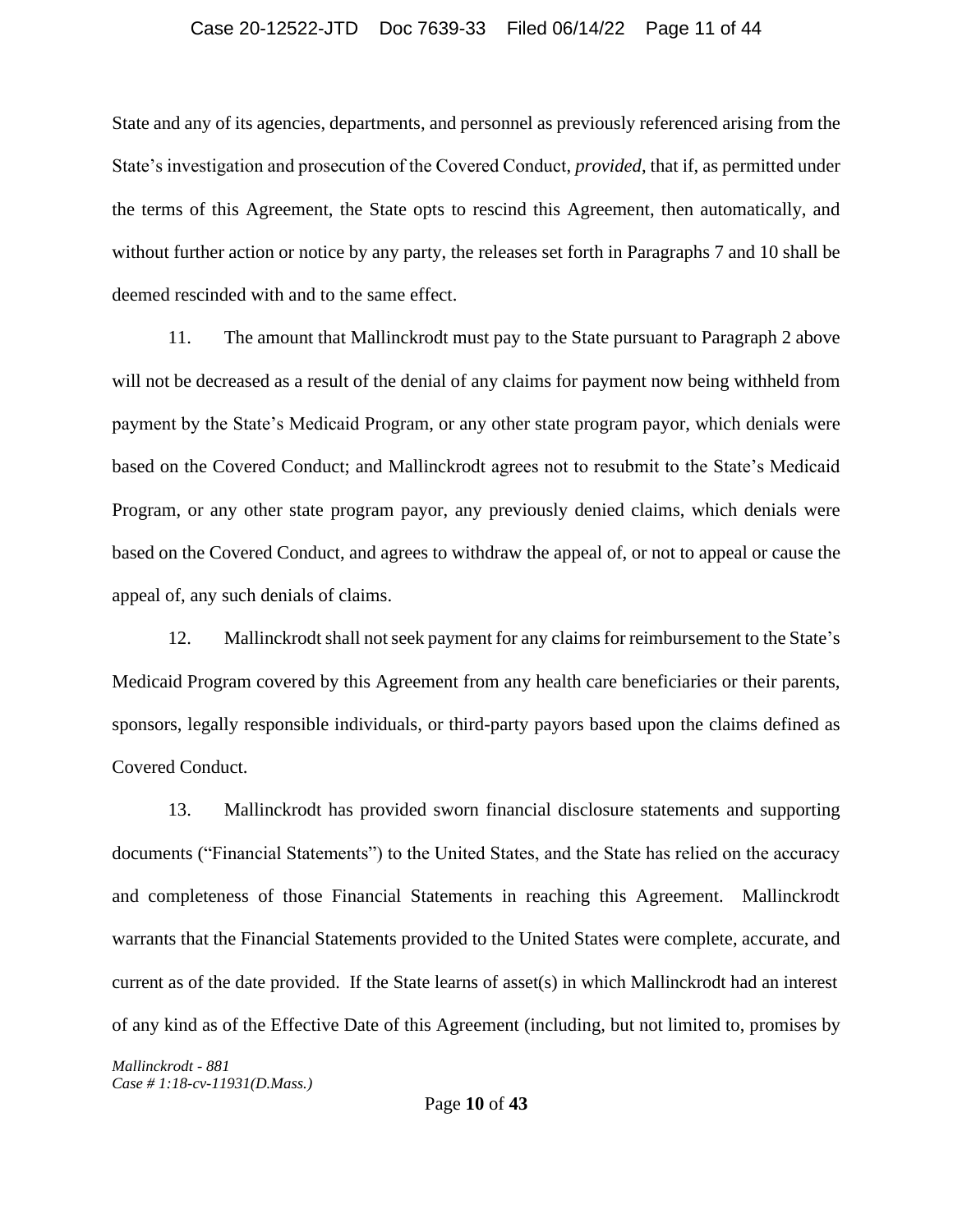State and any of its agencies, departments, and personnel as previously referenced arising from the State's investigation and prosecution of the Covered Conduct, *provided*, that if, as permitted under the terms of this Agreement, the State opts to rescind this Agreement, then automatically, and without further action or notice by any party, the releases set forth in Paragraphs 7 and 10 shall be deemed rescinded with and to the same effect.

11. The amount that Mallinckrodt must pay to the State pursuant to Paragraph 2 above will not be decreased as a result of the denial of any claims for payment now being withheld from payment by the State's Medicaid Program, or any other state program payor, which denials were based on the Covered Conduct; and Mallinckrodt agrees not to resubmit to the State's Medicaid Program, or any other state program payor, any previously denied claims, which denials were based on the Covered Conduct, and agrees to withdraw the appeal of, or not to appeal or cause the appeal of, any such denials of claims.

12. Mallinckrodt shall not seek payment for any claims for reimbursement to the State's Medicaid Program covered by this Agreement from any health care beneficiaries or their parents, sponsors, legally responsible individuals, or third-party payors based upon the claims defined as Covered Conduct.

13. Mallinckrodt has provided sworn financial disclosure statements and supporting documents ("Financial Statements") to the United States, and the State has relied on the accuracy and completeness of those Financial Statements in reaching this Agreement. Mallinckrodt warrants that the Financial Statements provided to the United States were complete, accurate, and current as of the date provided. If the State learns of asset(s) in which Mallinckrodt had an interest of any kind as of the Effective Date of this Agreement (including, but not limited to, promises by

*Mallinckrodt - 881*
*Case # 1:18-cv-11931(D.Mass.)*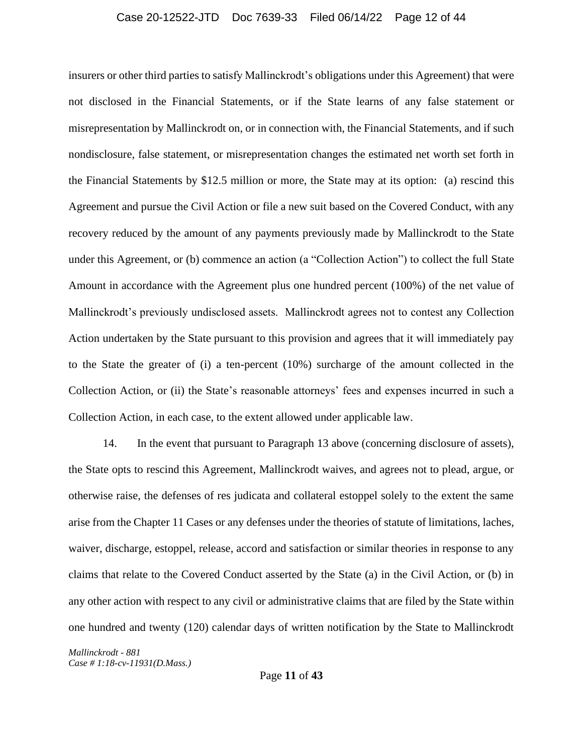insurers or other third parties to satisfy Mallinckrodt's obligations under this Agreement) that were not disclosed in the Financial Statements, or if the State learns of any false statement or misrepresentation by Mallinckrodt on, or in connection with, the Financial Statements, and if such nondisclosure, false statement, or misrepresentation changes the estimated net worth set forth in the Financial Statements by $12.5 million or more, the State may at its option: (a) rescind this Agreement and pursue the Civil Action or file a new suit based on the Covered Conduct, with any recovery reduced by the amount of any payments previously made by Mallinckrodt to the State under this Agreement, or (b) commence an action (a "Collection Action") to collect the full State Amount in accordance with the Agreement plus one hundred percent (100%) of the net value of Mallinckrodt's previously undisclosed assets. Mallinckrodt agrees not to contest any Collection Action undertaken by the State pursuant to this provision and agrees that it will immediately pay to the State the greater of (i) a ten-percent (10%) surcharge of the amount collected in the Collection Action, or (ii) the State's reasonable attorneys' fees and expenses incurred in such a Collection Action, in each case, to the extent allowed under applicable law.

14. In the event that pursuant to Paragraph 13 above (concerning disclosure of assets), the State opts to rescind this Agreement, Mallinckrodt waives, and agrees not to plead, argue, or otherwise raise, the defenses of res judicata and collateral estoppel solely to the extent the same arise from the Chapter 11 Cases or any defenses under the theories of statute of limitations, laches, waiver, discharge, estoppel, release, accord and satisfaction or similar theories in response to any claims that relate to the Covered Conduct asserted by the State (a) in the Civil Action, or (b) in any other action with respect to any civil or administrative claims that are filed by the State within one hundred and twenty (120) calendar days of written notification by the State to Mallinckrodt

*Mallinckrodt - 881*
*Case # 1:18-cv-11931(D.Mass.)*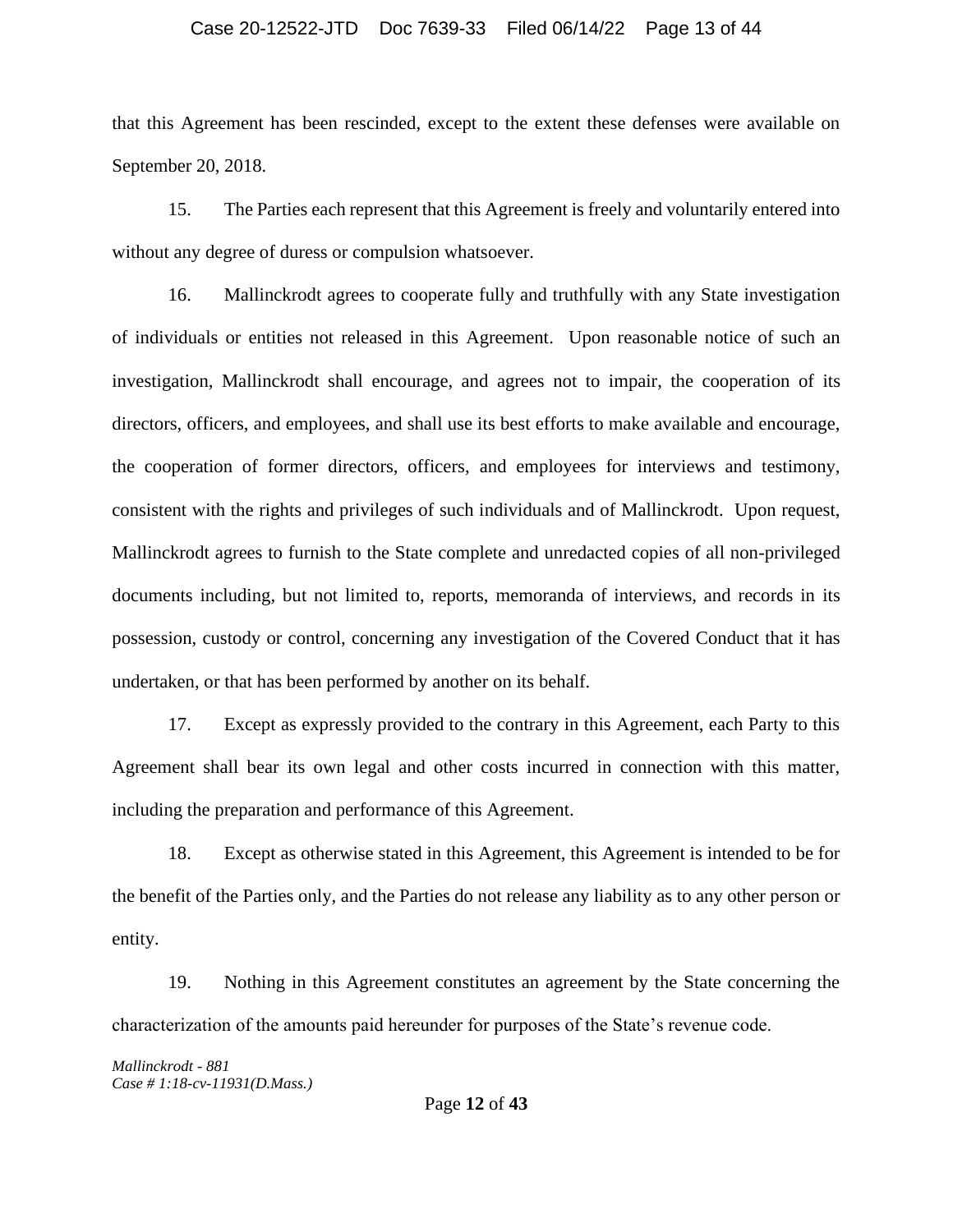that this Agreement has been rescinded, except to the extent these defenses were available on September 20, 2018.

15. The Parties each represent that this Agreement is freely and voluntarily entered into without any degree of duress or compulsion whatsoever.

16. Mallinckrodt agrees to cooperate fully and truthfully with any State investigation of individuals or entities not released in this Agreement. Upon reasonable notice of such an investigation, Mallinckrodt shall encourage, and agrees not to impair, the cooperation of its directors, officers, and employees, and shall use its best efforts to make available and encourage, the cooperation of former directors, officers, and employees for interviews and testimony, consistent with the rights and privileges of such individuals and of Mallinckrodt. Upon request, Mallinckrodt agrees to furnish to the State complete and unredacted copies of all non-privileged documents including, but not limited to, reports, memoranda of interviews, and records in its possession, custody or control, concerning any investigation of the Covered Conduct that it has undertaken, or that has been performed by another on its behalf.

17. Except as expressly provided to the contrary in this Agreement, each Party to this Agreement shall bear its own legal and other costs incurred in connection with this matter, including the preparation and performance of this Agreement.

18. Except as otherwise stated in this Agreement, this Agreement is intended to be for the benefit of the Parties only, and the Parties do not release any liability as to any other person or entity.

19. Nothing in this Agreement constitutes an agreement by the State concerning the characterization of the amounts paid hereunder for purposes of the State's revenue code.

*Mallinckrodt - 881*
*Case # 1:18-cv-11931(D.Mass.)*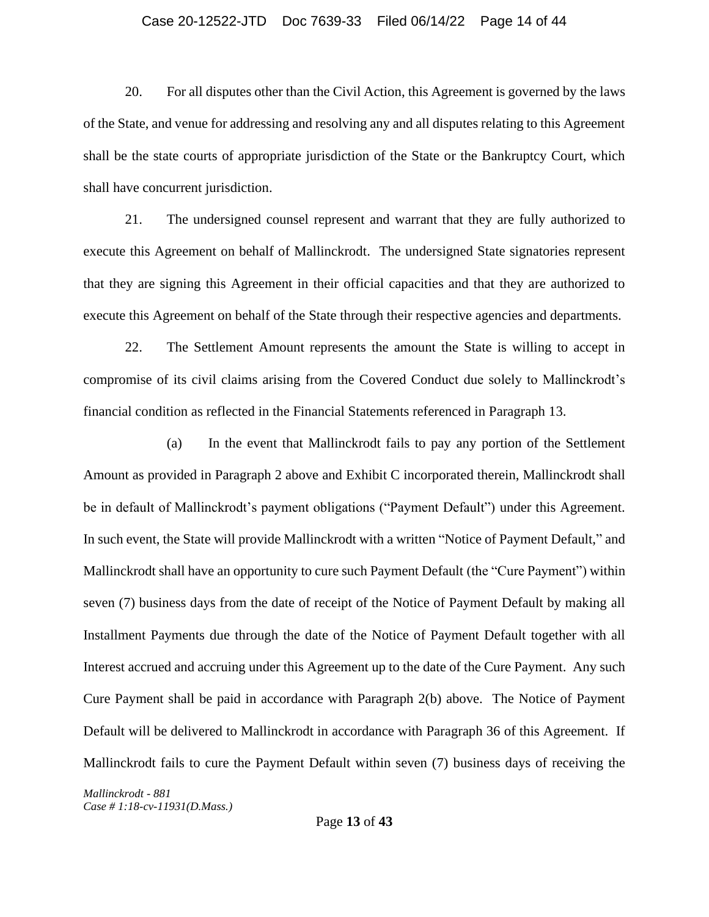20. For all disputes other than the Civil Action, this Agreement is governed by the laws of the State, and venue for addressing and resolving any and all disputes relating to this Agreement shall be the state courts of appropriate jurisdiction of the State or the Bankruptcy Court, which shall have concurrent jurisdiction.

21. The undersigned counsel represent and warrant that they are fully authorized to execute this Agreement on behalf of Mallinckrodt. The undersigned State signatories represent that they are signing this Agreement in their official capacities and that they are authorized to execute this Agreement on behalf of the State through their respective agencies and departments.

22. The Settlement Amount represents the amount the State is willing to accept in compromise of its civil claims arising from the Covered Conduct due solely to Mallinckrodt's financial condition as reflected in the Financial Statements referenced in Paragraph 13.

(a) In the event that Mallinckrodt fails to pay any portion of the Settlement Amount as provided in Paragraph 2 above and Exhibit C incorporated therein, Mallinckrodt shall be in default of Mallinckrodt's payment obligations ("Payment Default") under this Agreement. In such event, the State will provide Mallinckrodt with a written "Notice of Payment Default," and Mallinckrodt shall have an opportunity to cure such Payment Default (the "Cure Payment") within seven (7) business days from the date of receipt of the Notice of Payment Default by making all Installment Payments due through the date of the Notice of Payment Default together with all Interest accrued and accruing under this Agreement up to the date of the Cure Payment. Any such Cure Payment shall be paid in accordance with Paragraph 2(b) above. The Notice of Payment Default will be delivered to Mallinckrodt in accordance with Paragraph 36 of this Agreement. If Mallinckrodt fails to cure the Payment Default within seven (7) business days of receiving the

*Mallinckrodt - 881*
*Case # 1:18-cv-11931(D.Mass.)*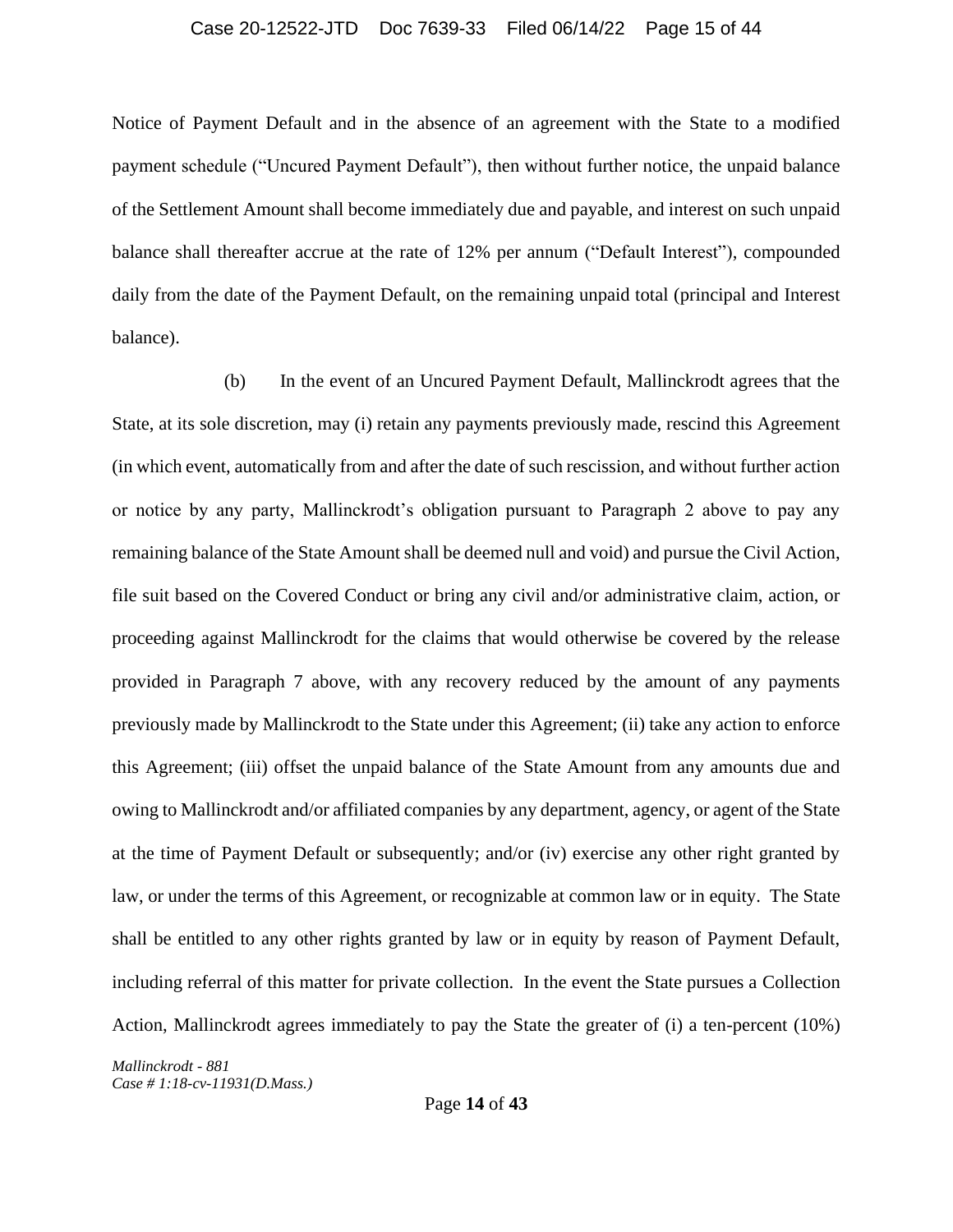Notice of Payment Default and in the absence of an agreement with the State to a modified payment schedule ("Uncured Payment Default"), then without further notice, the unpaid balance of the Settlement Amount shall become immediately due and payable, and interest on such unpaid balance shall thereafter accrue at the rate of 12% per annum ("Default Interest"), compounded daily from the date of the Payment Default, on the remaining unpaid total (principal and Interest balance).

(b) In the event of an Uncured Payment Default, Mallinckrodt agrees that the State, at its sole discretion, may (i) retain any payments previously made, rescind this Agreement (in which event, automatically from and after the date of such rescission, and without further action or notice by any party, Mallinckrodt's obligation pursuant to Paragraph 2 above to pay any remaining balance of the State Amount shall be deemed null and void) and pursue the Civil Action, file suit based on the Covered Conduct or bring any civil and/or administrative claim, action, or proceeding against Mallinckrodt for the claims that would otherwise be covered by the release provided in Paragraph 7 above, with any recovery reduced by the amount of any payments previously made by Mallinckrodt to the State under this Agreement; (ii) take any action to enforce this Agreement; (iii) offset the unpaid balance of the State Amount from any amounts due and owing to Mallinckrodt and/or affiliated companies by any department, agency, or agent of the State at the time of Payment Default or subsequently; and/or (iv) exercise any other right granted by law, or under the terms of this Agreement, or recognizable at common law or in equity. The State shall be entitled to any other rights granted by law or in equity by reason of Payment Default, including referral of this matter for private collection. In the event the State pursues a Collection Action, Mallinckrodt agrees immediately to pay the State the greater of (i) a ten-percent (10%)

*Mallinckrodt - 881*
*Case # 1:18-cv-11931(D.Mass.)*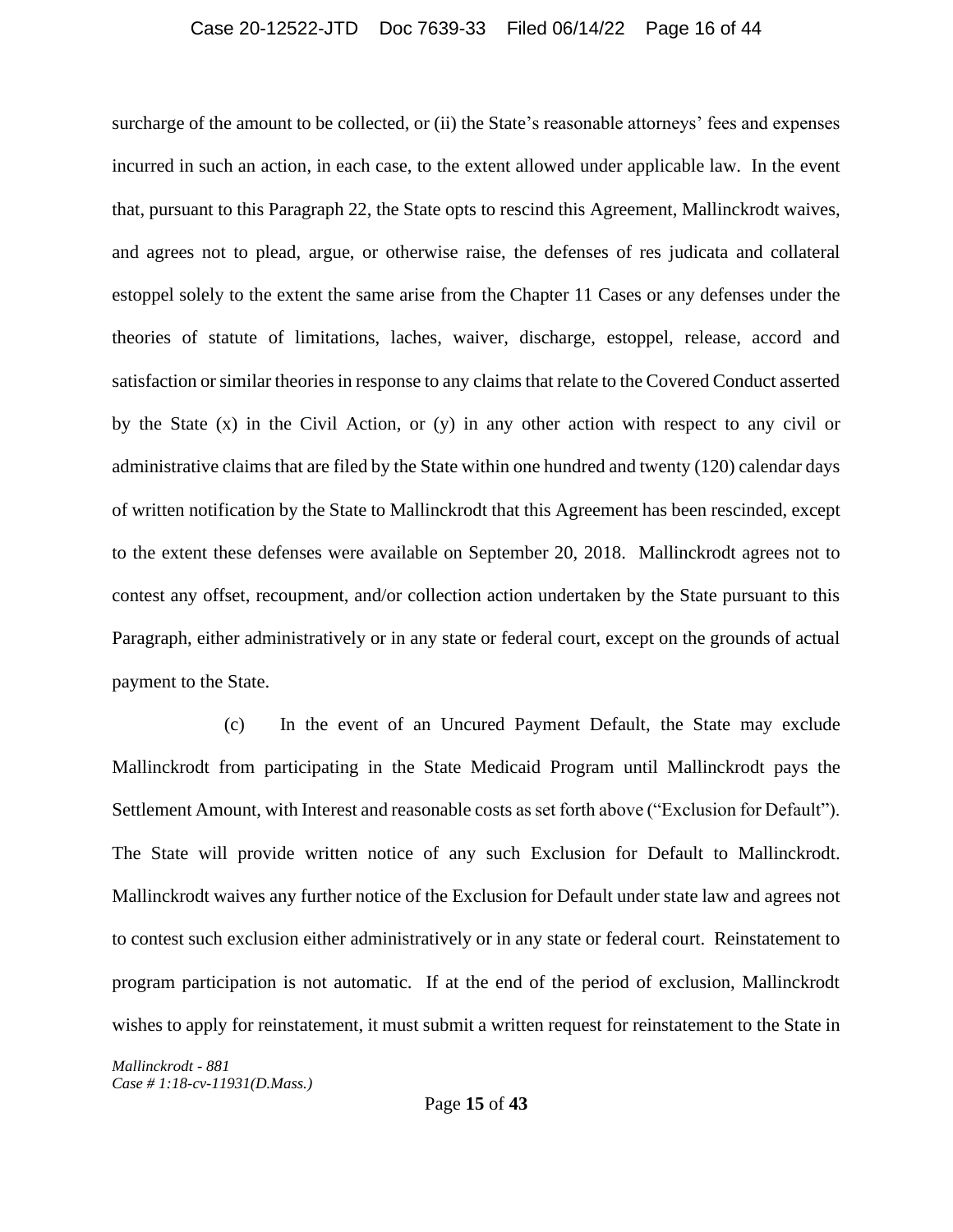surcharge of the amount to be collected, or (ii) the State's reasonable attorneys' fees and expenses incurred in such an action, in each case, to the extent allowed under applicable law. In the event that, pursuant to this Paragraph 22, the State opts to rescind this Agreement, Mallinckrodt waives, and agrees not to plead, argue, or otherwise raise, the defenses of res judicata and collateral estoppel solely to the extent the same arise from the Chapter 11 Cases or any defenses under the theories of statute of limitations, laches, waiver, discharge, estoppel, release, accord and satisfaction or similar theories in response to any claims that relate to the Covered Conduct asserted by the State (x) in the Civil Action, or (y) in any other action with respect to any civil or administrative claims that are filed by the State within one hundred and twenty (120) calendar days of written notification by the State to Mallinckrodt that this Agreement has been rescinded, except to the extent these defenses were available on September 20, 2018. Mallinckrodt agrees not to contest any offset, recoupment, and/or collection action undertaken by the State pursuant to this Paragraph, either administratively or in any state or federal court, except on the grounds of actual payment to the State.

(c) In the event of an Uncured Payment Default, the State may exclude Mallinckrodt from participating in the State Medicaid Program until Mallinckrodt pays the Settlement Amount, with Interest and reasonable costs as set forth above ("Exclusion for Default"). The State will provide written notice of any such Exclusion for Default to Mallinckrodt. Mallinckrodt waives any further notice of the Exclusion for Default under state law and agrees not to contest such exclusion either administratively or in any state or federal court. Reinstatement to program participation is not automatic. If at the end of the period of exclusion, Mallinckrodt wishes to apply for reinstatement, it must submit a written request for reinstatement to the State in

*Mallinckrodt - 881*
*Case # 1:18-cv-11931(D.Mass.)*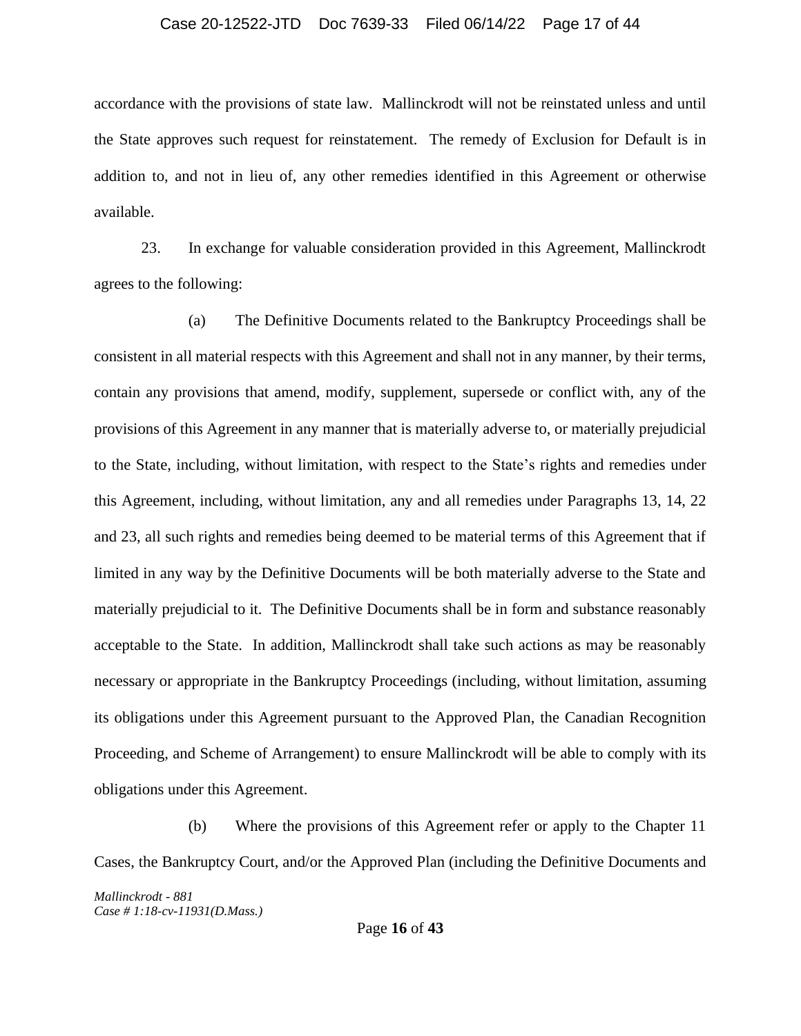accordance with the provisions of state law. Mallinckrodt will not be reinstated unless and until the State approves such request for reinstatement. The remedy of Exclusion for Default is in addition to, and not in lieu of, any other remedies identified in this Agreement or otherwise available.

23. In exchange for valuable consideration provided in this Agreement, Mallinckrodt agrees to the following:

(a) The Definitive Documents related to the Bankruptcy Proceedings shall be consistent in all material respects with this Agreement and shall not in any manner, by their terms, contain any provisions that amend, modify, supplement, supersede or conflict with, any of the provisions of this Agreement in any manner that is materially adverse to, or materially prejudicial to the State, including, without limitation, with respect to the State's rights and remedies under this Agreement, including, without limitation, any and all remedies under Paragraphs 13, 14, 22 and 23, all such rights and remedies being deemed to be material terms of this Agreement that if limited in any way by the Definitive Documents will be both materially adverse to the State and materially prejudicial to it. The Definitive Documents shall be in form and substance reasonably acceptable to the State. In addition, Mallinckrodt shall take such actions as may be reasonably necessary or appropriate in the Bankruptcy Proceedings (including, without limitation, assuming its obligations under this Agreement pursuant to the Approved Plan, the Canadian Recognition Proceeding, and Scheme of Arrangement) to ensure Mallinckrodt will be able to comply with its obligations under this Agreement.

(b) Where the provisions of this Agreement refer or apply to the Chapter 11 Cases, the Bankruptcy Court, and/or the Approved Plan (including the Definitive Documents and

*Mallinckrodt - 881*
*Case # 1:18-cv-11931(D.Mass.)*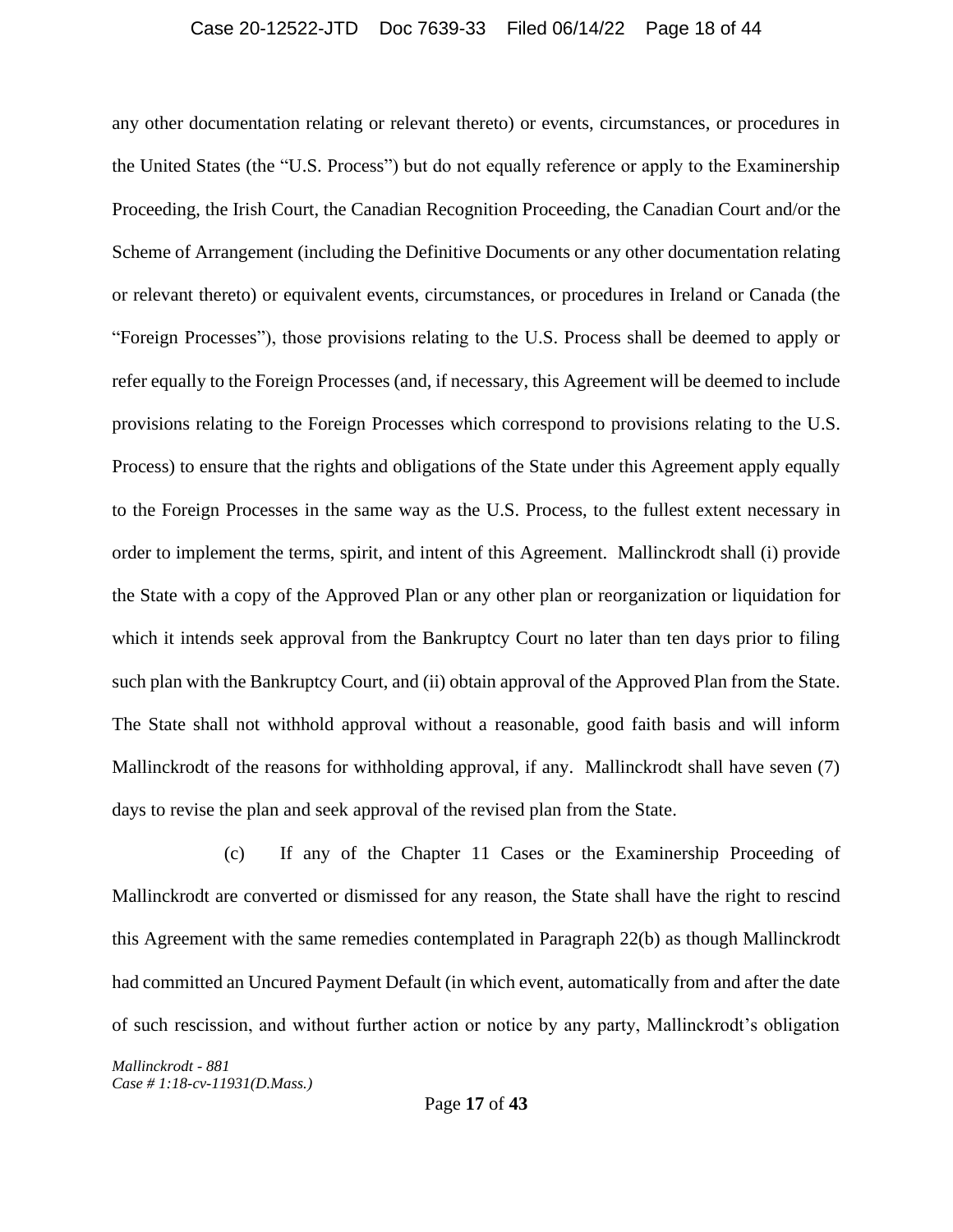any other documentation relating or relevant thereto) or events, circumstances, or procedures in the United States (the "U.S. Process") but do not equally reference or apply to the Examinership Proceeding, the Irish Court, the Canadian Recognition Proceeding, the Canadian Court and/or the Scheme of Arrangement (including the Definitive Documents or any other documentation relating or relevant thereto) or equivalent events, circumstances, or procedures in Ireland or Canada (the "Foreign Processes"), those provisions relating to the U.S. Process shall be deemed to apply or refer equally to the Foreign Processes (and, if necessary, this Agreement will be deemed to include provisions relating to the Foreign Processes which correspond to provisions relating to the U.S. Process) to ensure that the rights and obligations of the State under this Agreement apply equally to the Foreign Processes in the same way as the U.S. Process, to the fullest extent necessary in order to implement the terms, spirit, and intent of this Agreement. Mallinckrodt shall (i) provide the State with a copy of the Approved Plan or any other plan or reorganization or liquidation for which it intends seek approval from the Bankruptcy Court no later than ten days prior to filing such plan with the Bankruptcy Court, and (ii) obtain approval of the Approved Plan from the State. The State shall not withhold approval without a reasonable, good faith basis and will inform Mallinckrodt of the reasons for withholding approval, if any. Mallinckrodt shall have seven (7) days to revise the plan and seek approval of the revised plan from the State.

(c) If any of the Chapter 11 Cases or the Examinership Proceeding of Mallinckrodt are converted or dismissed for any reason, the State shall have the right to rescind this Agreement with the same remedies contemplated in Paragraph 22(b) as though Mallinckrodt had committed an Uncured Payment Default (in which event, automatically from and after the date of such rescission, and without further action or notice by any party, Mallinckrodt's obligation

*Mallinckrodt - 881*
*Case # 1:18-cv-11931(D.Mass.)*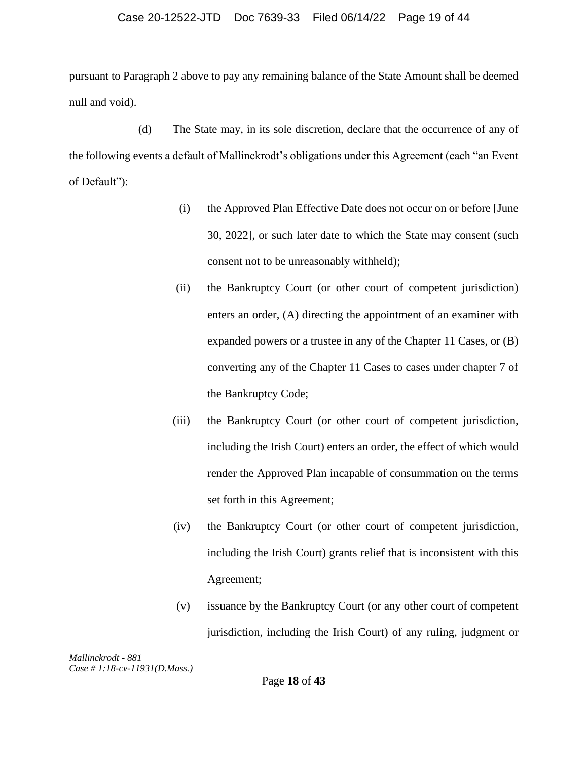pursuant to Paragraph 2 above to pay any remaining balance of the State Amount shall be deemed null and void).

(d) The State may, in its sole discretion, declare that the occurrence of any of the following events a default of Mallinckrodt's obligations under this Agreement (each "an Event of Default"):

(i) the Approved Plan Effective Date does not occur on or before [June 30, 2022], or such later date to which the State may consent (such consent not to be unreasonably withheld);

(ii) the Bankruptcy Court (or other court of competent jurisdiction) enters an order, (A) directing the appointment of an examiner with expanded powers or a trustee in any of the Chapter 11 Cases, or (B) converting any of the Chapter 11 Cases to cases under chapter 7 of the Bankruptcy Code;

(iii) the Bankruptcy Court (or other court of competent jurisdiction, including the Irish Court) enters an order, the effect of which would render the Approved Plan incapable of consummation on the terms set forth in this Agreement;

(iv) the Bankruptcy Court (or other court of competent jurisdiction, including the Irish Court) grants relief that is inconsistent with this Agreement;

(v) issuance by the Bankruptcy Court (or any other court of competent jurisdiction, including the Irish Court) of any ruling, judgment or

*Mallinckrodt - 881*
*Case # 1:18-cv-11931(D.Mass.)*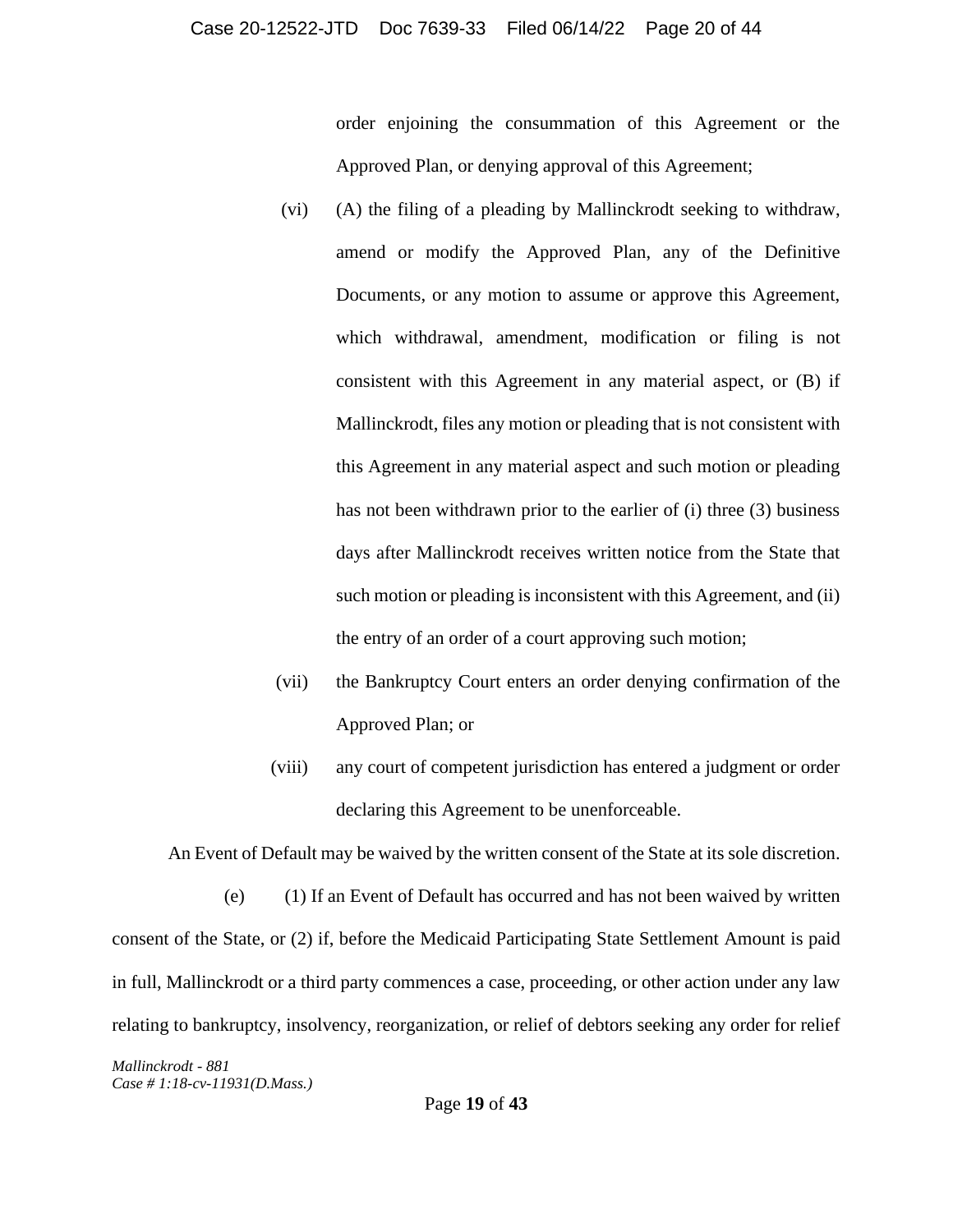order enjoining the consummation of this Agreement or the Approved Plan, or denying approval of this Agreement;

(vi) (A) the filing of a pleading by Mallinckrodt seeking to withdraw, amend or modify the Approved Plan, any of the Definitive Documents, or any motion to assume or approve this Agreement, which withdrawal, amendment, modification or filing is not consistent with this Agreement in any material aspect, or (B) if Mallinckrodt, files any motion or pleading that is not consistent with this Agreement in any material aspect and such motion or pleading has not been withdrawn prior to the earlier of (i) three (3) business days after Mallinckrodt receives written notice from the State that such motion or pleading is inconsistent with this Agreement, and (ii) the entry of an order of a court approving such motion;

(vii) the Bankruptcy Court enters an order denying confirmation of the Approved Plan; or

(viii) any court of competent jurisdiction has entered a judgment or order declaring this Agreement to be unenforceable.

An Event of Default may be waived by the written consent of the State at its sole discretion.

(e) (1) If an Event of Default has occurred and has not been waived by written consent of the State, or (2) if, before the Medicaid Participating State Settlement Amount is paid in full, Mallinckrodt or a third party commences a case, proceeding, or other action under any law relating to bankruptcy, insolvency, reorganization, or relief of debtors seeking any order for relief

*Mallinckrodt - 881*
*Case # 1:18-cv-11931(D.Mass.)*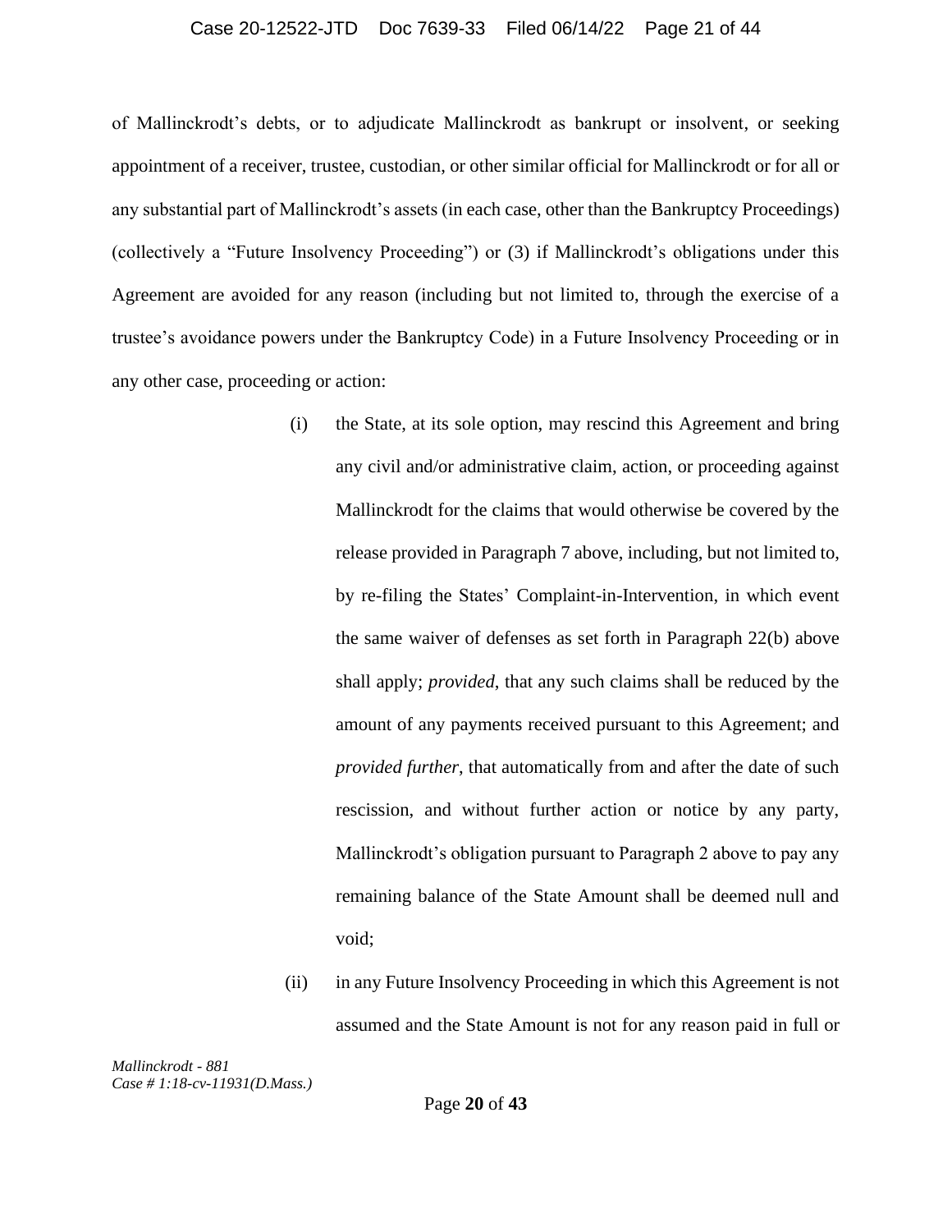of Mallinckrodt's debts, or to adjudicate Mallinckrodt as bankrupt or insolvent, or seeking appointment of a receiver, trustee, custodian, or other similar official for Mallinckrodt or for all or any substantial part of Mallinckrodt's assets (in each case, other than the Bankruptcy Proceedings) (collectively a "Future Insolvency Proceeding") or (3) if Mallinckrodt's obligations under this Agreement are avoided for any reason (including but not limited to, through the exercise of a trustee's avoidance powers under the Bankruptcy Code) in a Future Insolvency Proceeding or in any other case, proceeding or action:

(i) the State, at its sole option, may rescind this Agreement and bring any civil and/or administrative claim, action, or proceeding against Mallinckrodt for the claims that would otherwise be covered by the release provided in Paragraph 7 above, including, but not limited to, by re-filing the States' Complaint-in-Intervention, in which event the same waiver of defenses as set forth in Paragraph 22(b) above shall apply; *provided*, that any such claims shall be reduced by the amount of any payments received pursuant to this Agreement; and *provided further*, that automatically from and after the date of such rescission, and without further action or notice by any party, Mallinckrodt's obligation pursuant to Paragraph 2 above to pay any remaining balance of the State Amount shall be deemed null and void;

(ii) in any Future Insolvency Proceeding in which this Agreement is not assumed and the State Amount is not for any reason paid in full or

*Mallinckrodt - 881*
*Case # 1:18-cv-11931(D.Mass.)*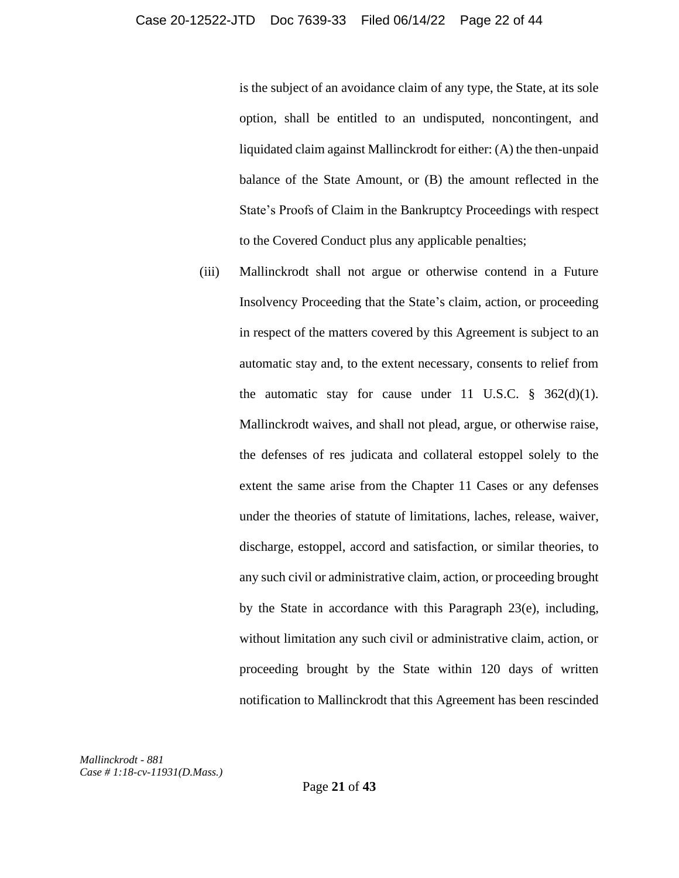is the subject of an avoidance claim of any type, the State, at its sole option, shall be entitled to an undisputed, noncontingent, and liquidated claim against Mallinckrodt for either: (A) the then-unpaid balance of the State Amount, or (B) the amount reflected in the State's Proofs of Claim in the Bankruptcy Proceedings with respect to the Covered Conduct plus any applicable penalties;

(iii) Mallinckrodt shall not argue or otherwise contend in a Future Insolvency Proceeding that the State's claim, action, or proceeding in respect of the matters covered by this Agreement is subject to an automatic stay and, to the extent necessary, consents to relief from the automatic stay for cause under 11 U.S.C. § 362(d)(1). Mallinckrodt waives, and shall not plead, argue, or otherwise raise, the defenses of res judicata and collateral estoppel solely to the extent the same arise from the Chapter 11 Cases or any defenses under the theories of statute of limitations, laches, release, waiver, discharge, estoppel, accord and satisfaction, or similar theories, to any such civil or administrative claim, action, or proceeding brought by the State in accordance with this Paragraph 23(e), including, without limitation any such civil or administrative claim, action, or proceeding brought by the State within 120 days of written notification to Mallinckrodt that this Agreement has been rescinded

*Mallinckrodt - 881*
*Case # 1:18-cv-11931(D.Mass.)*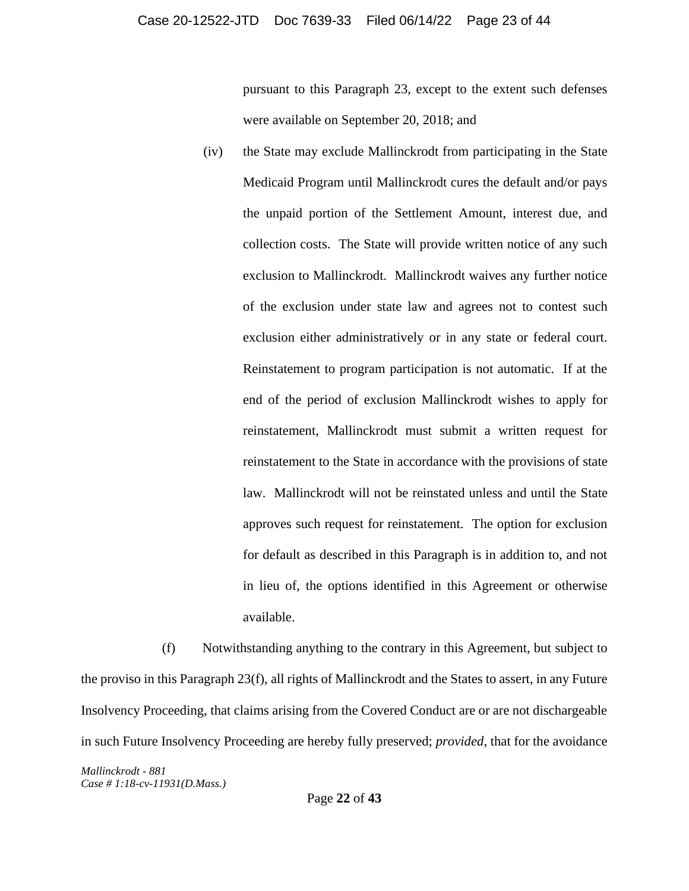pursuant to this Paragraph 23, except to the extent such defenses were available on September 20, 2018; and

(iv) the State may exclude Mallinckrodt from participating in the State Medicaid Program until Mallinckrodt cures the default and/or pays the unpaid portion of the Settlement Amount, interest due, and collection costs. The State will provide written notice of any such exclusion to Mallinckrodt. Mallinckrodt waives any further notice of the exclusion under state law and agrees not to contest such exclusion either administratively or in any state or federal court. Reinstatement to program participation is not automatic. If at the end of the period of exclusion Mallinckrodt wishes to apply for reinstatement, Mallinckrodt must submit a written request for reinstatement to the State in accordance with the provisions of state law. Mallinckrodt will not be reinstated unless and until the State approves such request for reinstatement. The option for exclusion for default as described in this Paragraph is in addition to, and not in lieu of, the options identified in this Agreement or otherwise available.

(f) Notwithstanding anything to the contrary in this Agreement, but subject to the proviso in this Paragraph 23(f), all rights of Mallinckrodt and the States to assert, in any Future Insolvency Proceeding, that claims arising from the Covered Conduct are or are not dischargeable in such Future Insolvency Proceeding are hereby fully preserved; *provided*, that for the avoidance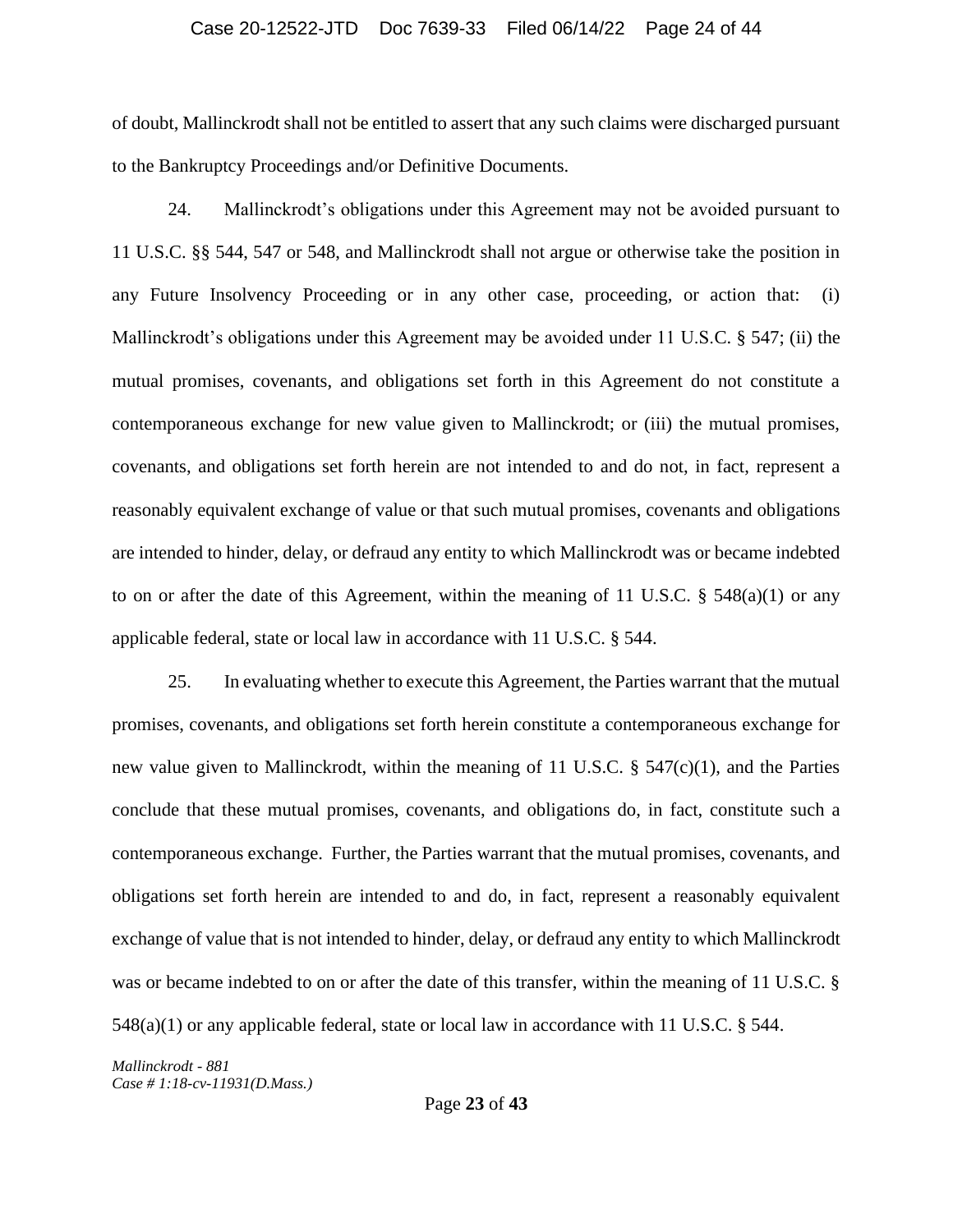of doubt, Mallinckrodt shall not be entitled to assert that any such claims were discharged pursuant to the Bankruptcy Proceedings and/or Definitive Documents.

24. Mallinckrodt's obligations under this Agreement may not be avoided pursuant to 11 U.S.C. §§ 544, 547 or 548, and Mallinckrodt shall not argue or otherwise take the position in any Future Insolvency Proceeding or in any other case, proceeding, or action that: (i) Mallinckrodt's obligations under this Agreement may be avoided under 11 U.S.C. § 547; (ii) the mutual promises, covenants, and obligations set forth in this Agreement do not constitute a contemporaneous exchange for new value given to Mallinckrodt; or (iii) the mutual promises, covenants, and obligations set forth herein are not intended to and do not, in fact, represent a reasonably equivalent exchange of value or that such mutual promises, covenants and obligations are intended to hinder, delay, or defraud any entity to which Mallinckrodt was or became indebted to on or after the date of this Agreement, within the meaning of 11 U.S.C. § 548(a)(1) or any applicable federal, state or local law in accordance with 11 U.S.C. § 544.

25. In evaluating whether to execute this Agreement, the Parties warrant that the mutual promises, covenants, and obligations set forth herein constitute a contemporaneous exchange for new value given to Mallinckrodt, within the meaning of 11 U.S.C. § 547(c)(1), and the Parties conclude that these mutual promises, covenants, and obligations do, in fact, constitute such a contemporaneous exchange. Further, the Parties warrant that the mutual promises, covenants, and obligations set forth herein are intended to and do, in fact, represent a reasonably equivalent exchange of value that is not intended to hinder, delay, or defraud any entity to which Mallinckrodt was or became indebted to on or after the date of this transfer, within the meaning of 11 U.S.C. § 548(a)(1) or any applicable federal, state or local law in accordance with 11 U.S.C. § 544.

*Mallinckrodt - 881*
*Case # 1:18-cv-11931(D.Mass.)*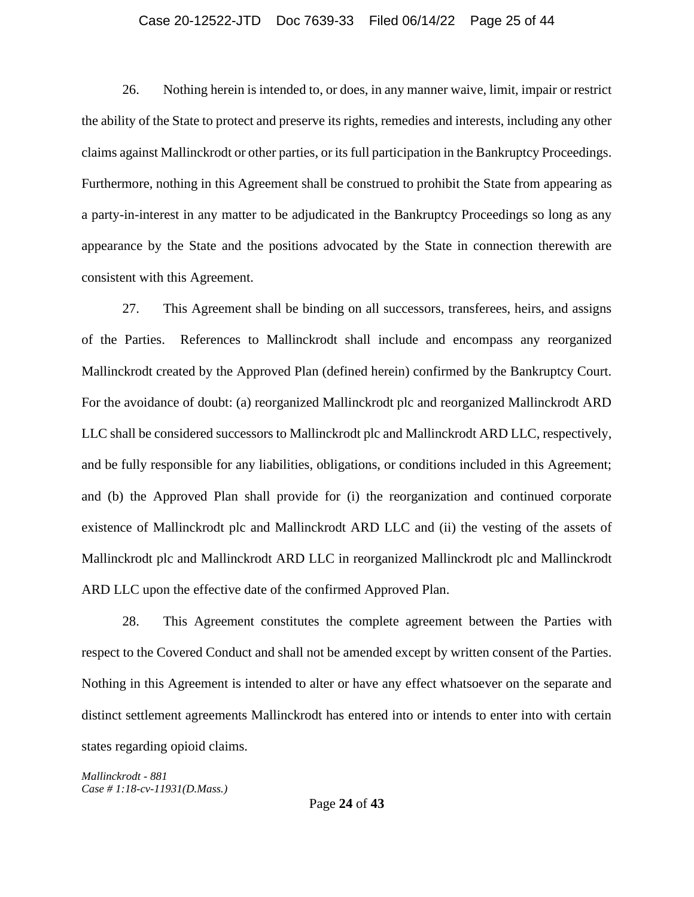26. Nothing herein is intended to, or does, in any manner waive, limit, impair or restrict the ability of the State to protect and preserve its rights, remedies and interests, including any other claims against Mallinckrodt or other parties, or its full participation in the Bankruptcy Proceedings. Furthermore, nothing in this Agreement shall be construed to prohibit the State from appearing as a party-in-interest in any matter to be adjudicated in the Bankruptcy Proceedings so long as any appearance by the State and the positions advocated by the State in connection therewith are consistent with this Agreement.

27. This Agreement shall be binding on all successors, transferees, heirs, and assigns of the Parties. References to Mallinckrodt shall include and encompass any reorganized Mallinckrodt created by the Approved Plan (defined herein) confirmed by the Bankruptcy Court. For the avoidance of doubt: (a) reorganized Mallinckrodt plc and reorganized Mallinckrodt ARD LLC shall be considered successors to Mallinckrodt plc and Mallinckrodt ARD LLC, respectively, and be fully responsible for any liabilities, obligations, or conditions included in this Agreement; and (b) the Approved Plan shall provide for (i) the reorganization and continued corporate existence of Mallinckrodt plc and Mallinckrodt ARD LLC and (ii) the vesting of the assets of Mallinckrodt plc and Mallinckrodt ARD LLC in reorganized Mallinckrodt plc and Mallinckrodt ARD LLC upon the effective date of the confirmed Approved Plan.

28. This Agreement constitutes the complete agreement between the Parties with respect to the Covered Conduct and shall not be amended except by written consent of the Parties. Nothing in this Agreement is intended to alter or have any effect whatsoever on the separate and distinct settlement agreements Mallinckrodt has entered into or intends to enter into with certain states regarding opioid claims.

*Mallinckrodt - 881*
*Case # 1:18-cv-11931(D.Mass.)*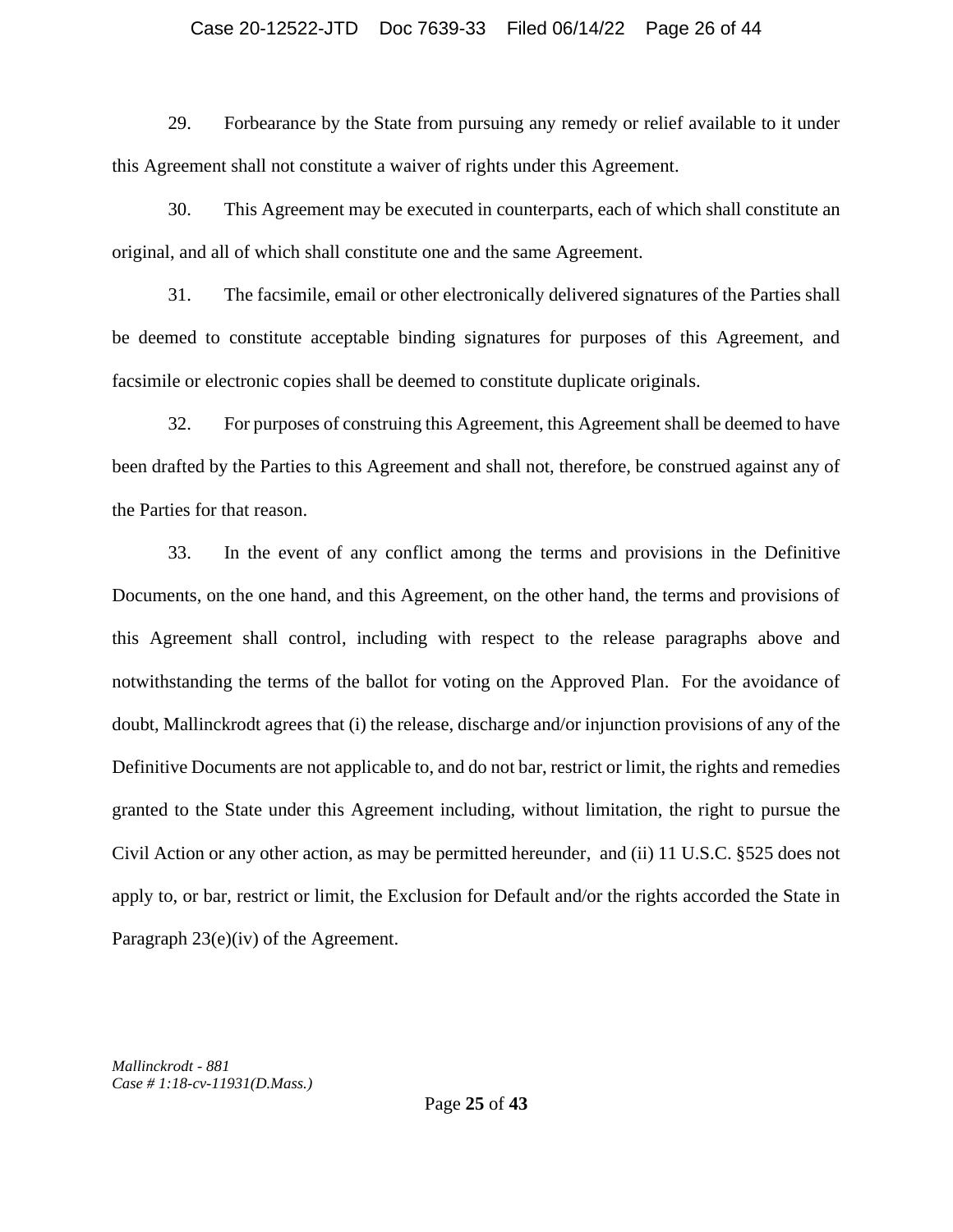29. Forbearance by the State from pursuing any remedy or relief available to it under this Agreement shall not constitute a waiver of rights under this Agreement.

30. This Agreement may be executed in counterparts, each of which shall constitute an original, and all of which shall constitute one and the same Agreement.

31. The facsimile, email or other electronically delivered signatures of the Parties shall be deemed to constitute acceptable binding signatures for purposes of this Agreement, and facsimile or electronic copies shall be deemed to constitute duplicate originals.

32. For purposes of construing this Agreement, this Agreement shall be deemed to have been drafted by the Parties to this Agreement and shall not, therefore, be construed against any of the Parties for that reason.

33. In the event of any conflict among the terms and provisions in the Definitive Documents, on the one hand, and this Agreement, on the other hand, the terms and provisions of this Agreement shall control, including with respect to the release paragraphs above and notwithstanding the terms of the ballot for voting on the Approved Plan. For the avoidance of doubt, Mallinckrodt agrees that (i) the release, discharge and/or injunction provisions of any of the Definitive Documents are not applicable to, and do not bar, restrict or limit, the rights and remedies granted to the State under this Agreement including, without limitation, the right to pursue the Civil Action or any other action, as may be permitted hereunder, and (ii) 11 U.S.C. §525 does not apply to, or bar, restrict or limit, the Exclusion for Default and/or the rights accorded the State in Paragraph 23(e)(iv) of the Agreement.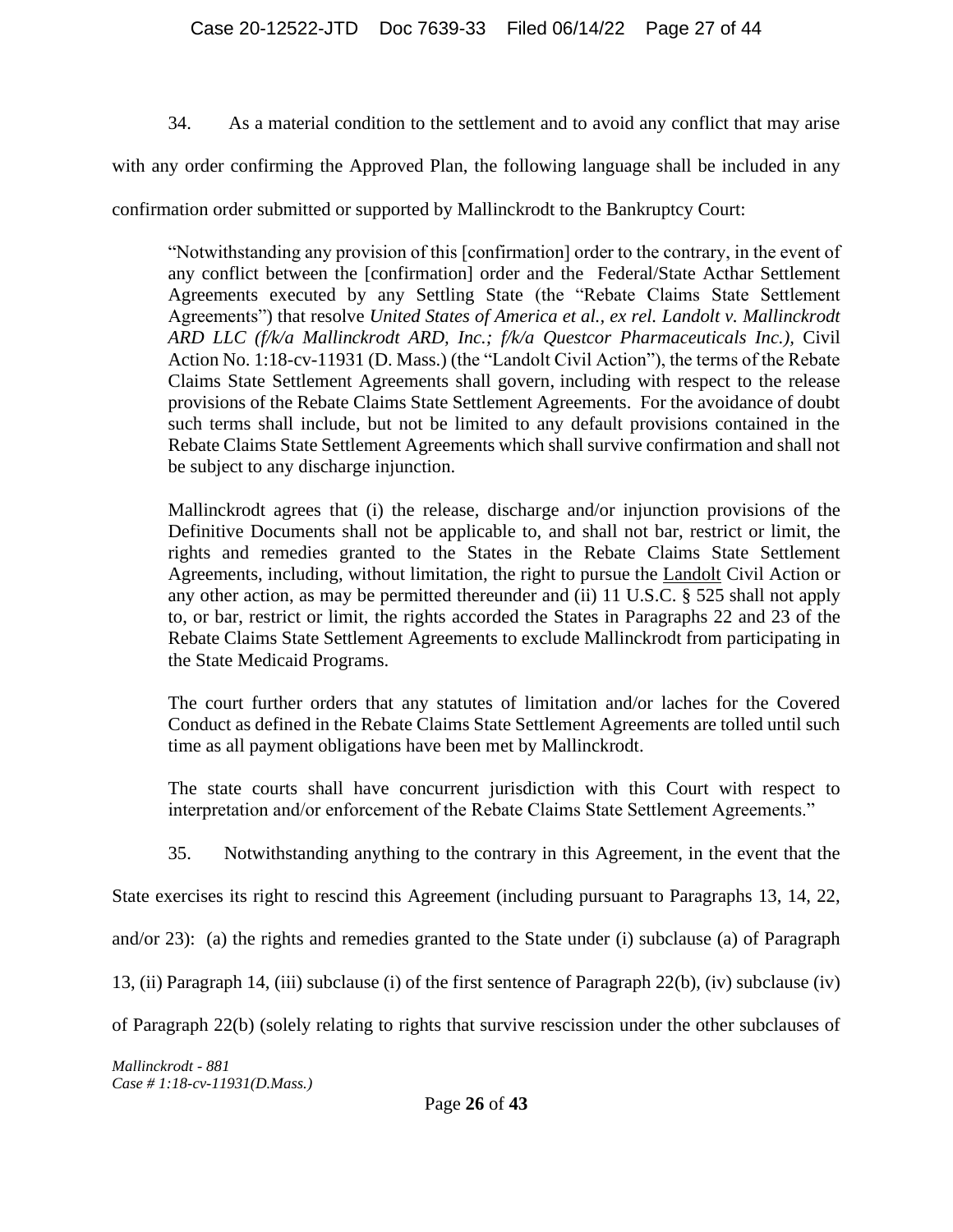34. As a material condition to the settlement and to avoid any conflict that may arise with any order confirming the Approved Plan, the following language shall be included in any confirmation order submitted or supported by Mallinckrodt to the Bankruptcy Court:

> "Notwithstanding any provision of this [confirmation] order to the contrary, in the event of any conflict between the [confirmation] order and the Federal/State Acthar Settlement Agreements executed by any Settling State (the "Rebate Claims State Settlement Agreements") that resolve *United States of America et al., ex rel. Landolt v. Mallinckrodt ARD LLC (f/k/a Mallinckrodt ARD, Inc.; f/k/a Questcor Pharmaceuticals Inc.)*, Civil Action No. 1:18-cv-11931 (D. Mass.) (the "Landolt Civil Action"), the terms of the Rebate Claims State Settlement Agreements shall govern, including with respect to the release provisions of the Rebate Claims State Settlement Agreements. For the avoidance of doubt such terms shall include, but not be limited to any default provisions contained in the Rebate Claims State Settlement Agreements which shall survive confirmation and shall not be subject to any discharge injunction.
>
> Mallinckrodt agrees that (i) the release, discharge and/or injunction provisions of the Definitive Documents shall not be applicable to, and shall not bar, restrict or limit, the rights and remedies granted to the States in the Rebate Claims State Settlement Agreements, including, without limitation, the right to pursue the Landolt Civil Action or any other action, as may be permitted thereunder and (ii) 11 U.S.C. § 525 shall not apply to, or bar, restrict or limit, the rights accorded the States in Paragraphs 22 and 23 of the Rebate Claims State Settlement Agreements to exclude Mallinckrodt from participating in the State Medicaid Programs.
>
> The court further orders that any statutes of limitation and/or laches for the Covered Conduct as defined in the Rebate Claims State Settlement Agreements are tolled until such time as all payment obligations have been met by Mallinckrodt.
>
> The state courts shall have concurrent jurisdiction with this Court with respect to interpretation and/or enforcement of the Rebate Claims State Settlement Agreements."

35. Notwithstanding anything to the contrary in this Agreement, in the event that the State exercises its right to rescind this Agreement (including pursuant to Paragraphs 13, 14, 22, and/or 23): (a) the rights and remedies granted to the State under (i) subclause (a) of Paragraph 13, (ii) Paragraph 14, (iii) subclause (i) of the first sentence of Paragraph 22(b), (iv) subclause (iv) of Paragraph 22(b) (solely relating to rights that survive rescission under the other subclauses of

*Mallinckrodt - 881*
*Case # 1:18-cv-11931(D.Mass.)*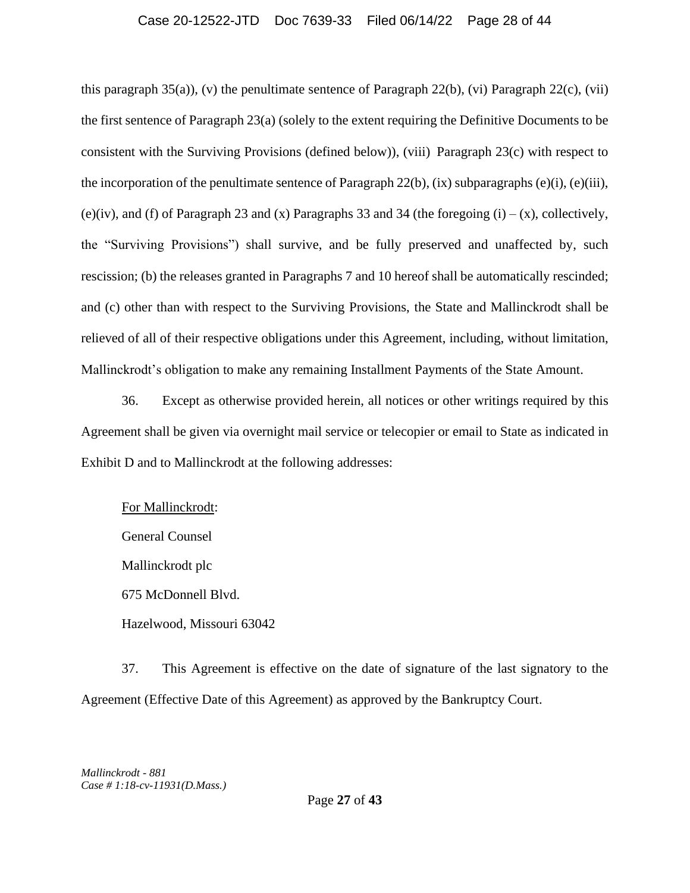this paragraph 35(a)), (v) the penultimate sentence of Paragraph 22(b), (vi) Paragraph 22(c), (vii) the first sentence of Paragraph 23(a) (solely to the extent requiring the Definitive Documents to be consistent with the Surviving Provisions (defined below)), (viii) Paragraph 23(c) with respect to the incorporation of the penultimate sentence of Paragraph 22(b), (ix) subparagraphs (e)(i), (e)(iii), (e)(iv), and (f) of Paragraph 23 and (x) Paragraphs 33 and 34 (the foregoing (i) – (x), collectively, the "Surviving Provisions") shall survive, and be fully preserved and unaffected by, such rescission; (b) the releases granted in Paragraphs 7 and 10 hereof shall be automatically rescinded; and (c) other than with respect to the Surviving Provisions, the State and Mallinckrodt shall be relieved of all of their respective obligations under this Agreement, including, without limitation, Mallinckrodt's obligation to make any remaining Installment Payments of the State Amount.

36. Except as otherwise provided herein, all notices or other writings required by this Agreement shall be given via overnight mail service or telecopier or email to State as indicated in Exhibit D and to Mallinckrodt at the following addresses:

For Mallinckrodt:

General Counsel

Mallinckrodt plc

675 McDonnell Blvd.

Hazelwood, Missouri 63042

37. This Agreement is effective on the date of signature of the last signatory to the Agreement (Effective Date of this Agreement) as approved by the Bankruptcy Court.

*Mallinckrodt - 881*
*Case # 1:18-cv-11931(D.Mass.)*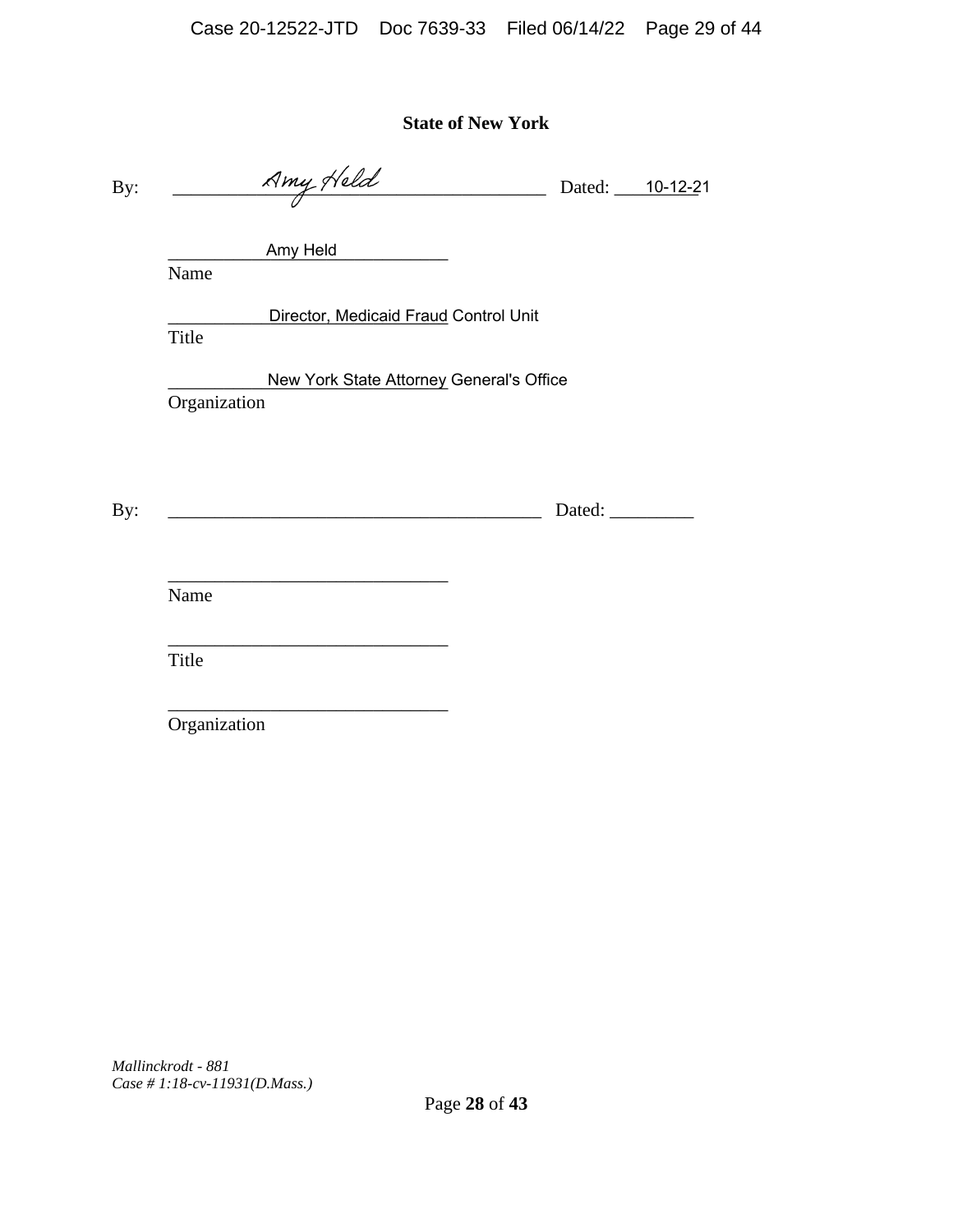**State of New York**

By: Amy Held Dated: 10-12-21

Amy Held
Name

Director, Medicaid Fraud Control Unit
Title

New York State Attorney General's Office
Organization

By: _________________________________________ Dated: _________

______________________________
Name

______________________________
Title

______________________________
Organization

*Mallinckrodt - 881*
*Case # 1:18-cv-11931(D.Mass.)*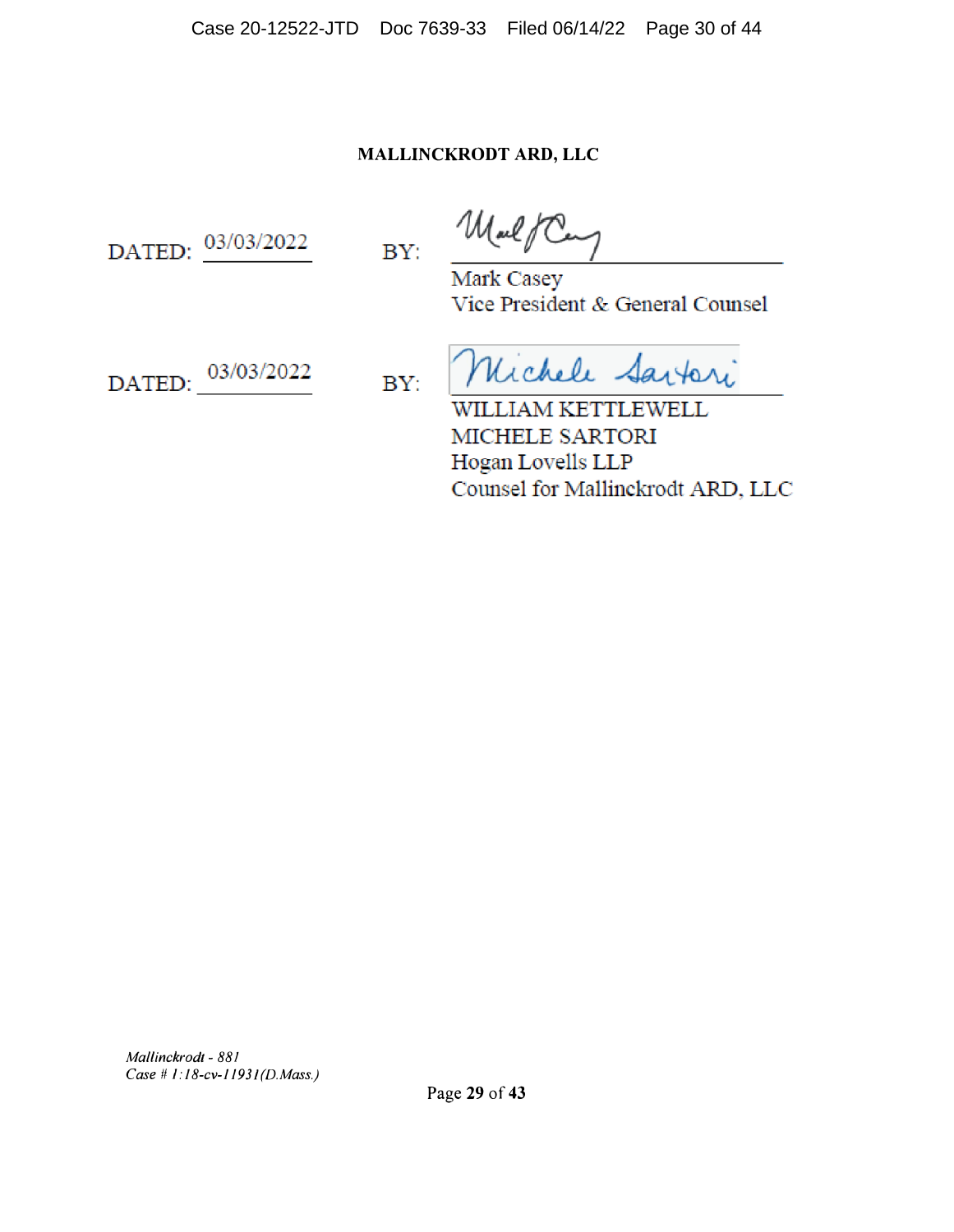**MALLINCKRODT ARD, LLC**

DATED: 03/03/2022 BY: *[signature]*

Mark Casey
Vice President & General Counsel

DATED: 03/03/2022 BY: *[signature]*

WILLIAM KETTLEWELL
MICHELE SARTORI
Hogan Lovells LLP
Counsel for Mallinckrodt ARD, LLC

*Mallinckrodt - 881*
*Case # 1:18-cv-11931(D.Mass.)*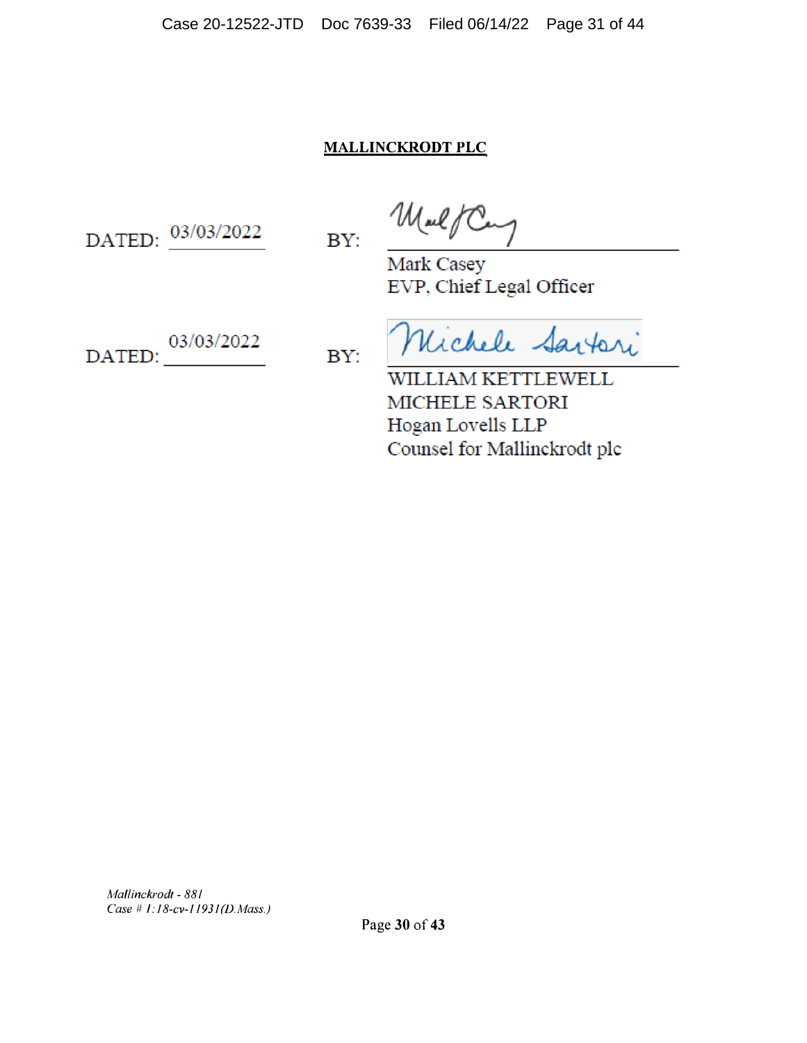**MALLINCKRODT PLC**

DATED: 03/03/2022 BY: ______________________________

Mark Casey
EVP, Chief Legal Officer

DATED: 03/03/2022 BY: ______________________________

WILLIAM KETTLEWELL
MICHELE SARTORI
Hogan Lovells LLP
Counsel for Mallinckrodt plc

*Mallinckrodt - 881*
*Case # 1:18-cv-11931(D.Mass.)*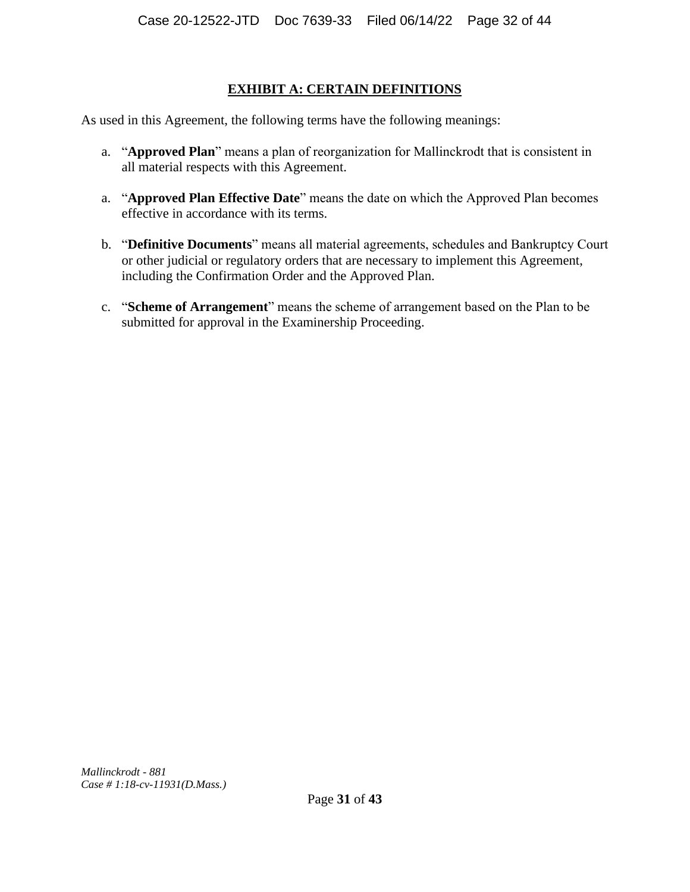## **EXHIBIT A: CERTAIN DEFINITIONS**

As used in this Agreement, the following terms have the following meanings:

a. "**Approved Plan**" means a plan of reorganization for Mallinckrodt that is consistent in all material respects with this Agreement.

a. "**Approved Plan Effective Date**" means the date on which the Approved Plan becomes effective in accordance with its terms.

b. "**Definitive Documents**" means all material agreements, schedules and Bankruptcy Court or other judicial or regulatory orders that are necessary to implement this Agreement, including the Confirmation Order and the Approved Plan.

c. "**Scheme of Arrangement**" means the scheme of arrangement based on the Plan to be submitted for approval in the Examinership Proceeding.

*Mallinckrodt - 881*
*Case # 1:18-cv-11931(D.Mass.)*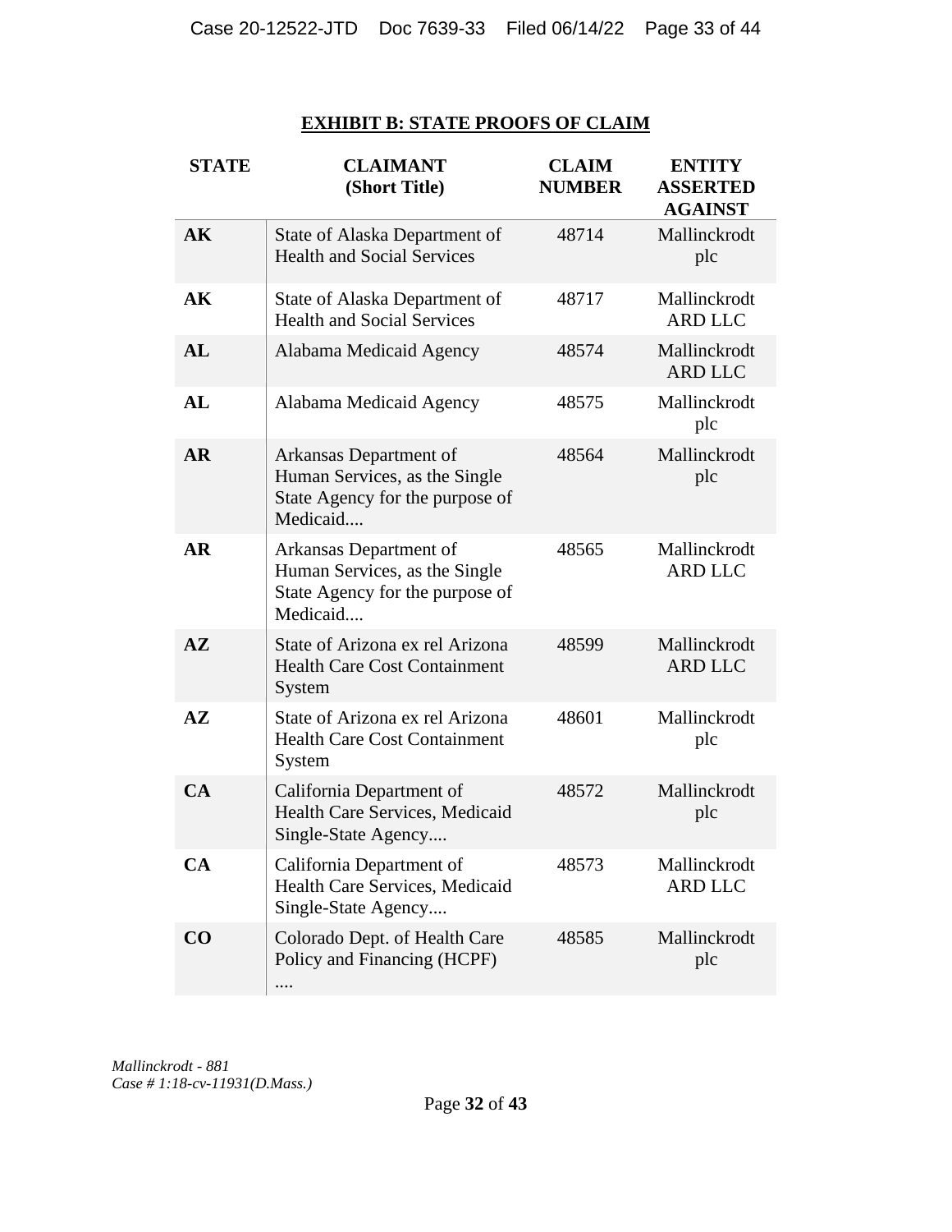## EXHIBIT B: STATE PROOFS OF CLAIM

| STATE | CLAIMANT (Short Title) | CLAIM NUMBER | ENTITY ASSERTED AGAINST |
|---|---|---|---|
| **AK** | State of Alaska Department of Health and Social Services | 48714 | Mallinckrodt plc |
| **AK** | State of Alaska Department of Health and Social Services | 48717 | Mallinckrodt ARD LLC |
| **AL** | Alabama Medicaid Agency | 48574 | Mallinckrodt ARD LLC |
| **AL** | Alabama Medicaid Agency | 48575 | Mallinckrodt plc |
| **AR** | Arkansas Department of Human Services, as the Single State Agency for the purpose of Medicaid.... | 48564 | Mallinckrodt plc |
| **AR** | Arkansas Department of Human Services, as the Single State Agency for the purpose of Medicaid.... | 48565 | Mallinckrodt ARD LLC |
| **AZ** | State of Arizona ex rel Arizona Health Care Cost Containment System | 48599 | Mallinckrodt ARD LLC |
| **AZ** | State of Arizona ex rel Arizona Health Care Cost Containment System | 48601 | Mallinckrodt plc |
| **CA** | California Department of Health Care Services, Medicaid Single-State Agency.... | 48572 | Mallinckrodt plc |
| **CA** | California Department of Health Care Services, Medicaid Single-State Agency.... | 48573 | Mallinckrodt ARD LLC |
| **CO** | Colorado Dept. of Health Care Policy and Financing (HCPF) .... | 48585 | Mallinckrodt plc |

*Mallinckrodt - 881*
*Case # 1:18-cv-11931(D.Mass.)*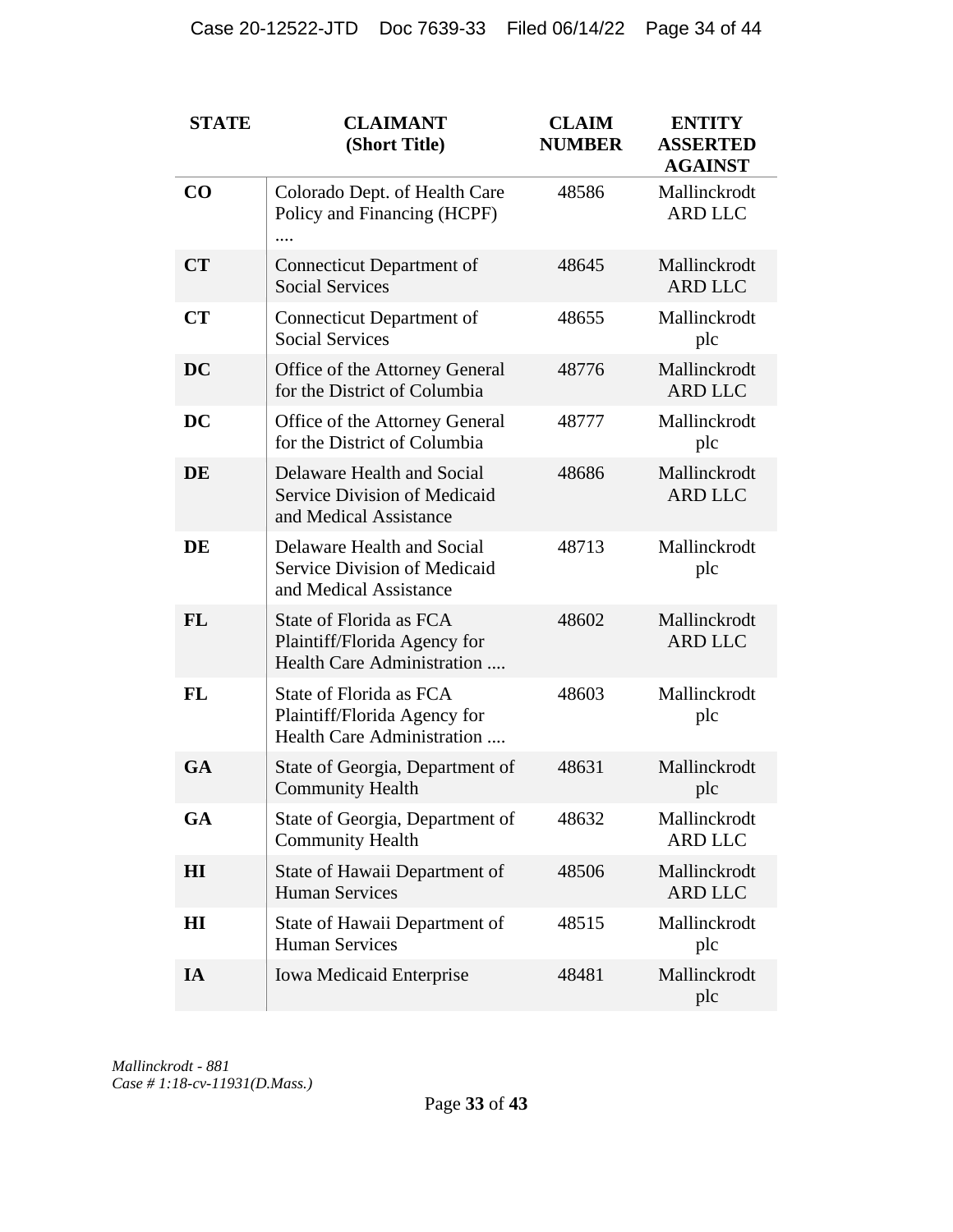| STATE | CLAIMANT (Short Title) | CLAIM NUMBER | ENTITY ASSERTED AGAINST |
|---|---|---|---|
| **CO** | Colorado Dept. of Health Care Policy and Financing (HCPF) .... | 48586 | Mallinckrodt ARD LLC |
| **CT** | Connecticut Department of Social Services | 48645 | Mallinckrodt ARD LLC |
| **CT** | Connecticut Department of Social Services | 48655 | Mallinckrodt plc |
| **DC** | Office of the Attorney General for the District of Columbia | 48776 | Mallinckrodt ARD LLC |
| **DC** | Office of the Attorney General for the District of Columbia | 48777 | Mallinckrodt plc |
| **DE** | Delaware Health and Social Service Division of Medicaid and Medical Assistance | 48686 | Mallinckrodt ARD LLC |
| **DE** | Delaware Health and Social Service Division of Medicaid and Medical Assistance | 48713 | Mallinckrodt plc |
| **FL** | State of Florida as FCA Plaintiff/Florida Agency for Health Care Administration .... | 48602 | Mallinckrodt ARD LLC |
| **FL** | State of Florida as FCA Plaintiff/Florida Agency for Health Care Administration .... | 48603 | Mallinckrodt plc |
| **GA** | State of Georgia, Department of Community Health | 48631 | Mallinckrodt plc |
| **GA** | State of Georgia, Department of Community Health | 48632 | Mallinckrodt ARD LLC |
| **HI** | State of Hawaii Department of Human Services | 48506 | Mallinckrodt ARD LLC |
| **HI** | State of Hawaii Department of Human Services | 48515 | Mallinckrodt plc |
| **IA** | Iowa Medicaid Enterprise | 48481 | Mallinckrodt plc |

*Mallinckrodt - 881*
*Case # 1:18-cv-11931(D.Mass.)*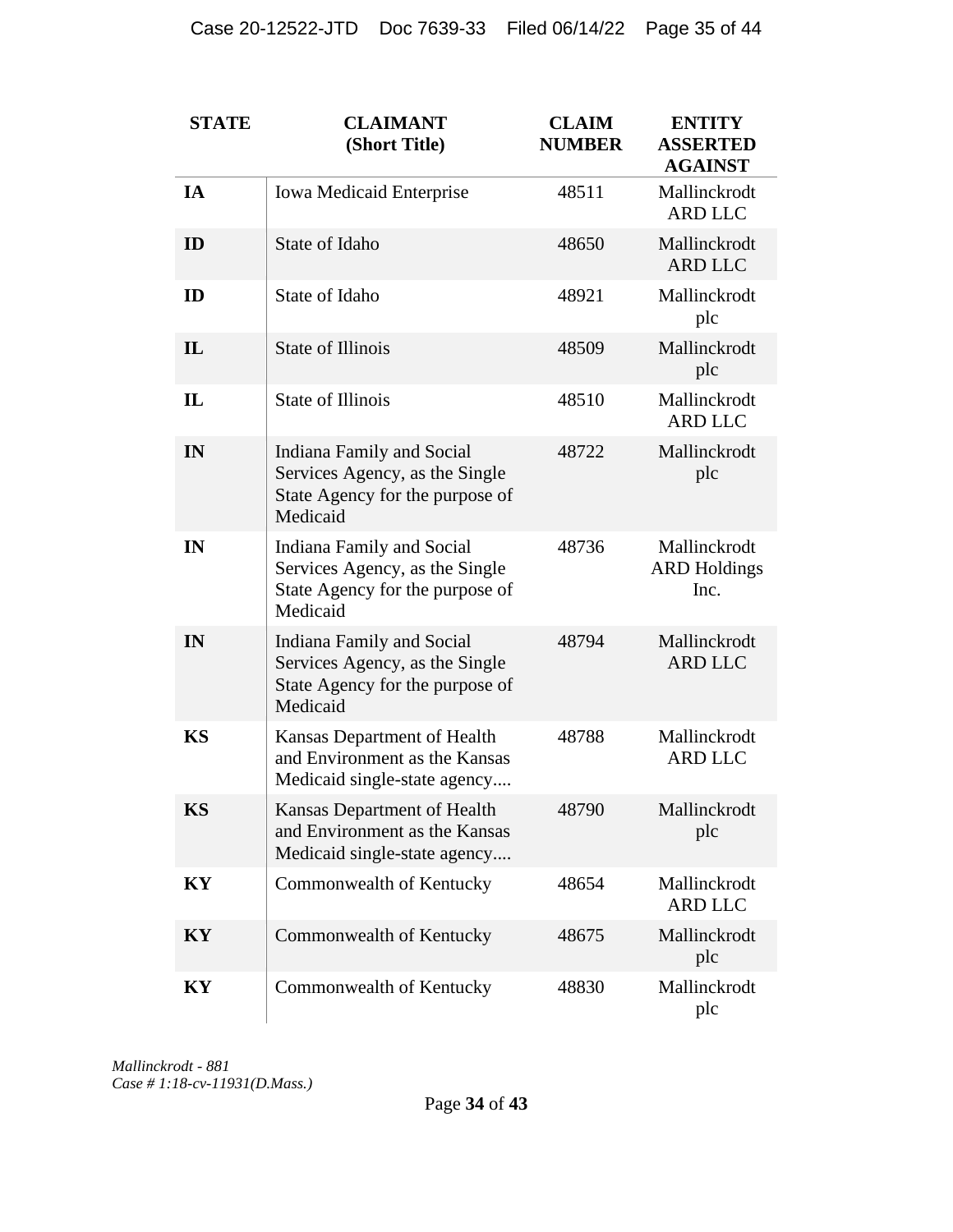| STATE | CLAIMANT (Short Title) | CLAIM NUMBER | ENTITY ASSERTED AGAINST |
|---|---|---|---|
| IA | Iowa Medicaid Enterprise | 48511 | Mallinckrodt ARD LLC |
| ID | State of Idaho | 48650 | Mallinckrodt ARD LLC |
| ID | State of Idaho | 48921 | Mallinckrodt plc |
| IL | State of Illinois | 48509 | Mallinckrodt plc |
| IL | State of Illinois | 48510 | Mallinckrodt ARD LLC |
| IN | Indiana Family and Social Services Agency, as the Single State Agency for the purpose of Medicaid | 48722 | Mallinckrodt plc |
| IN | Indiana Family and Social Services Agency, as the Single State Agency for the purpose of Medicaid | 48736 | Mallinckrodt ARD Holdings Inc. |
| IN | Indiana Family and Social Services Agency, as the Single State Agency for the purpose of Medicaid | 48794 | Mallinckrodt ARD LLC |
| KS | Kansas Department of Health and Environment as the Kansas Medicaid single-state agency.... | 48788 | Mallinckrodt ARD LLC |
| KS | Kansas Department of Health and Environment as the Kansas Medicaid single-state agency.... | 48790 | Mallinckrodt plc |
| KY | Commonwealth of Kentucky | 48654 | Mallinckrodt ARD LLC |
| KY | Commonwealth of Kentucky | 48675 | Mallinckrodt plc |
| KY | Commonwealth of Kentucky | 48830 | Mallinckrodt plc |

*Mallinckrodt - 881*
*Case # 1:18-cv-11931(D.Mass.)*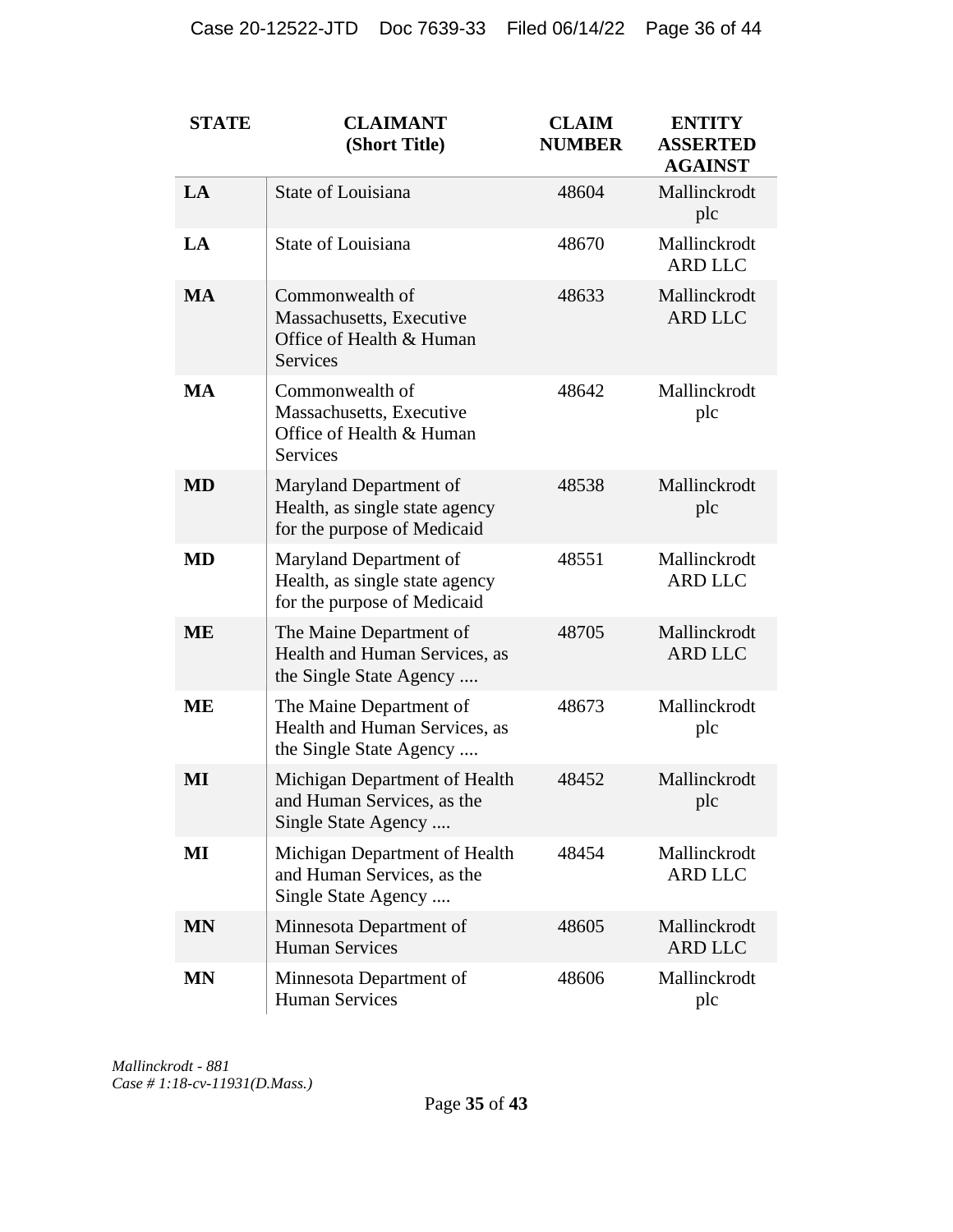| STATE | CLAIMANT (Short Title) | CLAIM NUMBER | ENTITY ASSERTED AGAINST |
|---|---|---|---|
| **LA** | State of Louisiana | 48604 | Mallinckrodt plc |
| **LA** | State of Louisiana | 48670 | Mallinckrodt ARD LLC |
| **MA** | Commonwealth of Massachusetts, Executive Office of Health & Human Services | 48633 | Mallinckrodt ARD LLC |
| **MA** | Commonwealth of Massachusetts, Executive Office of Health & Human Services | 48642 | Mallinckrodt plc |
| **MD** | Maryland Department of Health, as single state agency for the purpose of Medicaid | 48538 | Mallinckrodt plc |
| **MD** | Maryland Department of Health, as single state agency for the purpose of Medicaid | 48551 | Mallinckrodt ARD LLC |
| **ME** | The Maine Department of Health and Human Services, as the Single State Agency .... | 48705 | Mallinckrodt ARD LLC |
| **ME** | The Maine Department of Health and Human Services, as the Single State Agency .... | 48673 | Mallinckrodt plc |
| **MI** | Michigan Department of Health and Human Services, as the Single State Agency .... | 48452 | Mallinckrodt plc |
| **MI** | Michigan Department of Health and Human Services, as the Single State Agency .... | 48454 | Mallinckrodt ARD LLC |
| **MN** | Minnesota Department of Human Services | 48605 | Mallinckrodt ARD LLC |
| **MN** | Minnesota Department of Human Services | 48606 | Mallinckrodt plc |

*Mallinckrodt - 881*
*Case # 1:18-cv-11931(D.Mass.)*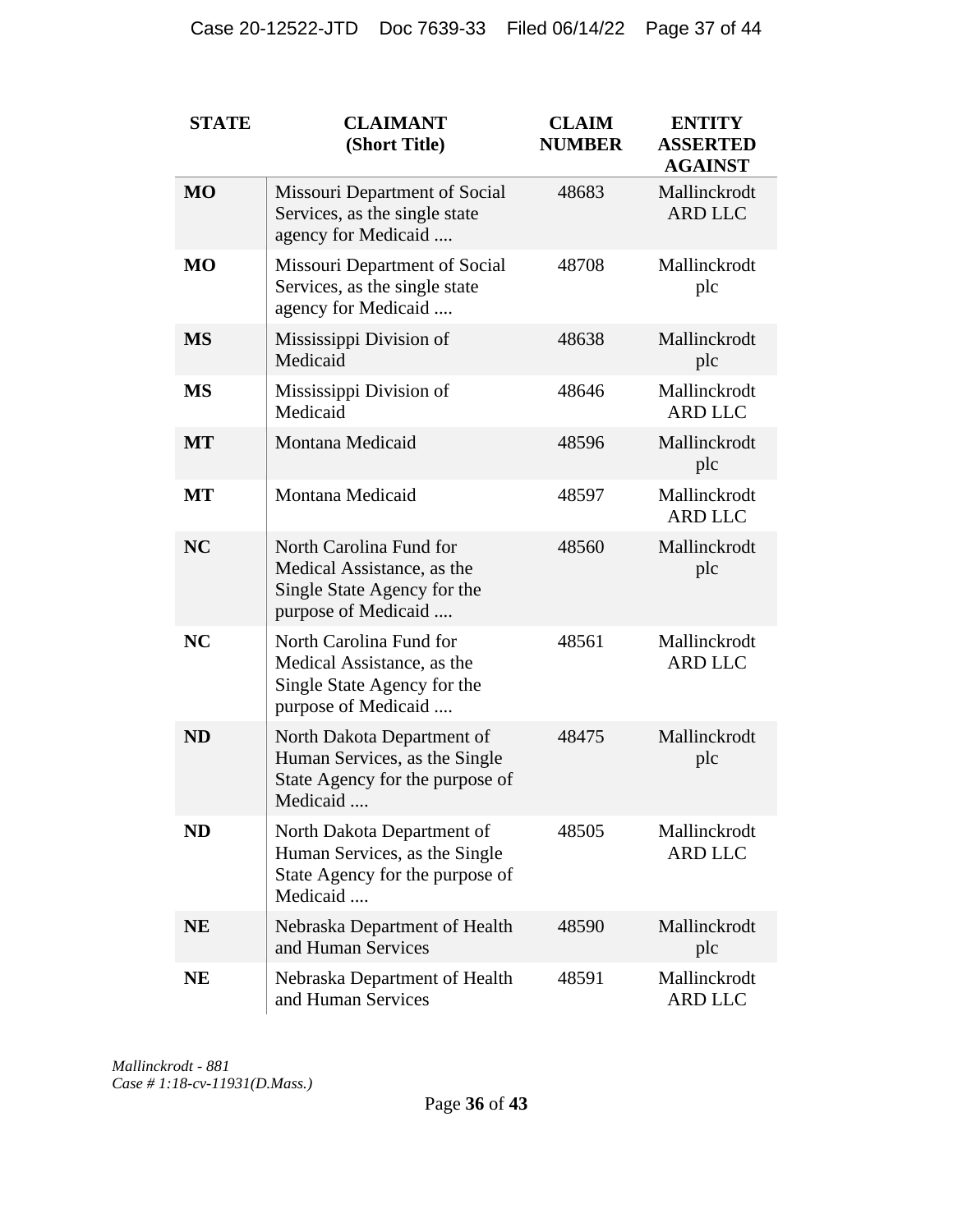| STATE | CLAIMANT (Short Title) | CLAIM NUMBER | ENTITY ASSERTED AGAINST |
|---|---|---|---|
| **MO** | Missouri Department of Social Services, as the single state agency for Medicaid .... | 48683 | Mallinckrodt ARD LLC |
| **MO** | Missouri Department of Social Services, as the single state agency for Medicaid .... | 48708 | Mallinckrodt plc |
| **MS** | Mississippi Division of Medicaid | 48638 | Mallinckrodt plc |
| **MS** | Mississippi Division of Medicaid | 48646 | Mallinckrodt ARD LLC |
| **MT** | Montana Medicaid | 48596 | Mallinckrodt plc |
| **MT** | Montana Medicaid | 48597 | Mallinckrodt ARD LLC |
| **NC** | North Carolina Fund for Medical Assistance, as the Single State Agency for the purpose of Medicaid .... | 48560 | Mallinckrodt plc |
| **NC** | North Carolina Fund for Medical Assistance, as the Single State Agency for the purpose of Medicaid .... | 48561 | Mallinckrodt ARD LLC |
| **ND** | North Dakota Department of Human Services, as the Single State Agency for the purpose of Medicaid .... | 48475 | Mallinckrodt plc |
| **ND** | North Dakota Department of Human Services, as the Single State Agency for the purpose of Medicaid .... | 48505 | Mallinckrodt ARD LLC |
| **NE** | Nebraska Department of Health and Human Services | 48590 | Mallinckrodt plc |
| **NE** | Nebraska Department of Health and Human Services | 48591 | Mallinckrodt ARD LLC |

*Mallinckrodt - 881*
*Case # 1:18-cv-11931(D.Mass.)*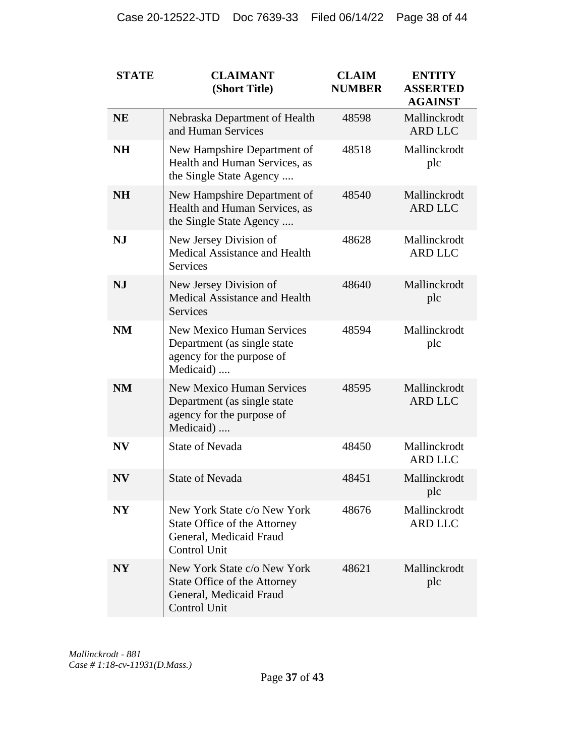| STATE | CLAIMANT (Short Title) | CLAIM NUMBER | ENTITY ASSERTED AGAINST |
|---|---|---|---|
| **NE** | Nebraska Department of Health and Human Services | 48598 | Mallinckrodt ARD LLC |
| **NH** | New Hampshire Department of Health and Human Services, as the Single State Agency .... | 48518 | Mallinckrodt plc |
| **NH** | New Hampshire Department of Health and Human Services, as the Single State Agency .... | 48540 | Mallinckrodt ARD LLC |
| **NJ** | New Jersey Division of Medical Assistance and Health Services | 48628 | Mallinckrodt ARD LLC |
| **NJ** | New Jersey Division of Medical Assistance and Health Services | 48640 | Mallinckrodt plc |
| **NM** | New Mexico Human Services Department (as single state agency for the purpose of Medicaid) .... | 48594 | Mallinckrodt plc |
| **NM** | New Mexico Human Services Department (as single state agency for the purpose of Medicaid) .... | 48595 | Mallinckrodt ARD LLC |
| **NV** | State of Nevada | 48450 | Mallinckrodt ARD LLC |
| **NV** | State of Nevada | 48451 | Mallinckrodt plc |
| **NY** | New York State c/o New York State Office of the Attorney General, Medicaid Fraud Control Unit | 48676 | Mallinckrodt ARD LLC |
| **NY** | New York State c/o New York State Office of the Attorney General, Medicaid Fraud Control Unit | 48621 | Mallinckrodt plc |

*Mallinckrodt - 881*
*Case # 1:18-cv-11931(D.Mass.)*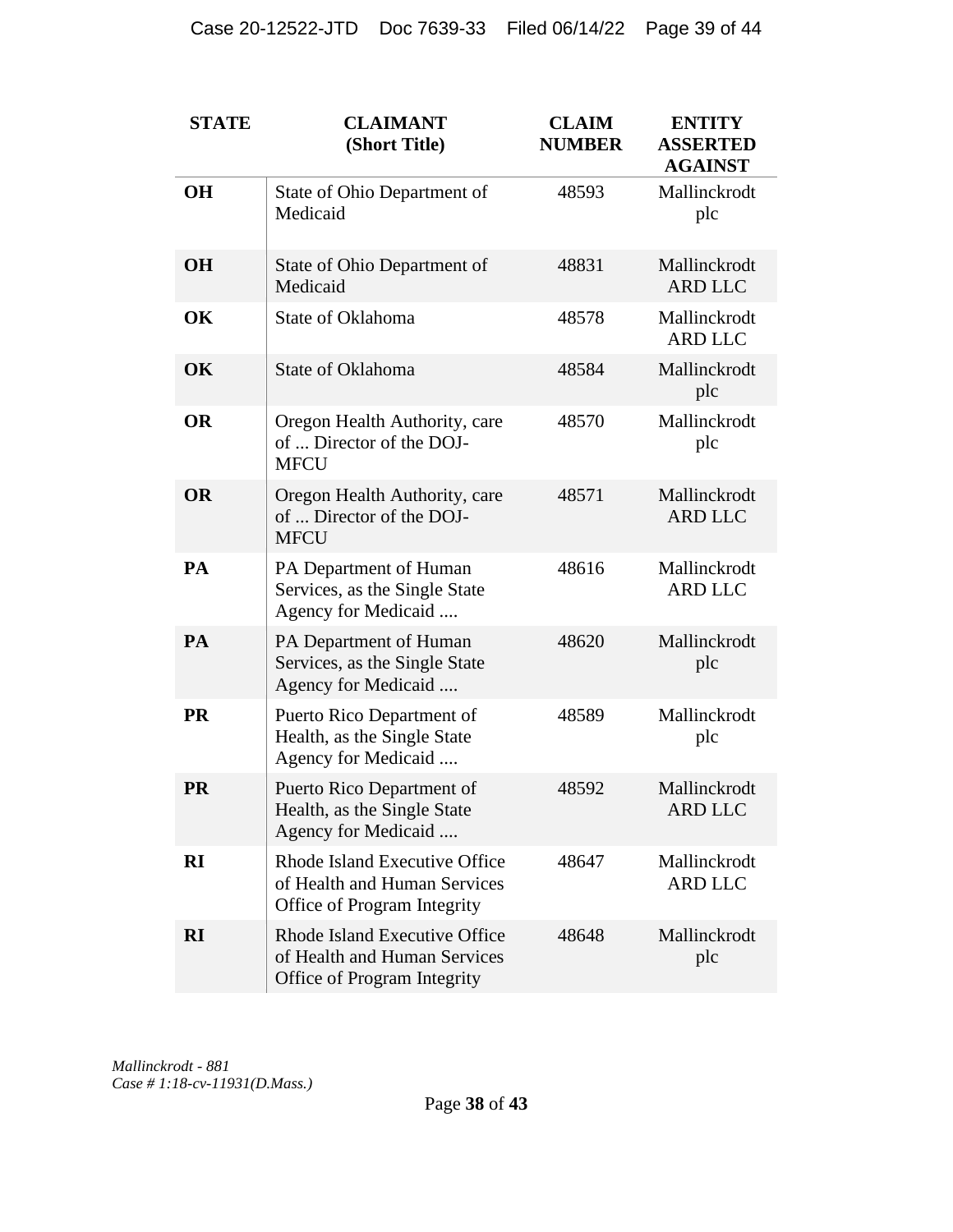| STATE | CLAIMANT (Short Title) | CLAIM NUMBER | ENTITY ASSERTED AGAINST |
|---|---|---|---|
| **OH** | State of Ohio Department of Medicaid | 48593 | Mallinckrodt plc |
| **OH** | State of Ohio Department of Medicaid | 48831 | Mallinckrodt ARD LLC |
| **OK** | State of Oklahoma | 48578 | Mallinckrodt ARD LLC |
| **OK** | State of Oklahoma | 48584 | Mallinckrodt plc |
| **OR** | Oregon Health Authority, care of ... Director of the DOJ-MFCU | 48570 | Mallinckrodt plc |
| **OR** | Oregon Health Authority, care of ... Director of the DOJ-MFCU | 48571 | Mallinckrodt ARD LLC |
| **PA** | PA Department of Human Services, as the Single State Agency for Medicaid .... | 48616 | Mallinckrodt ARD LLC |
| **PA** | PA Department of Human Services, as the Single State Agency for Medicaid .... | 48620 | Mallinckrodt plc |
| **PR** | Puerto Rico Department of Health, as the Single State Agency for Medicaid .... | 48589 | Mallinckrodt plc |
| **PR** | Puerto Rico Department of Health, as the Single State Agency for Medicaid .... | 48592 | Mallinckrodt ARD LLC |
| **RI** | Rhode Island Executive Office of Health and Human Services Office of Program Integrity | 48647 | Mallinckrodt ARD LLC |
| **RI** | Rhode Island Executive Office of Health and Human Services Office of Program Integrity | 48648 | Mallinckrodt plc |

*Mallinckrodt - 881*
*Case # 1:18-cv-11931(D.Mass.)*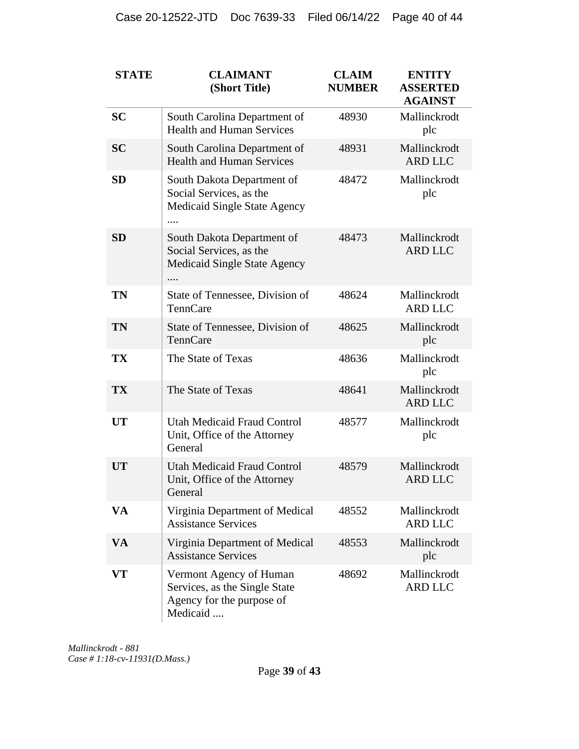| STATE | CLAIMANT (Short Title) | CLAIM NUMBER | ENTITY ASSERTED AGAINST |
|---|---|---|---|
| **SC** | South Carolina Department of Health and Human Services | 48930 | Mallinckrodt plc |
| **SC** | South Carolina Department of Health and Human Services | 48931 | Mallinckrodt ARD LLC |
| **SD** | South Dakota Department of Social Services, as the Medicaid Single State Agency .... | 48472 | Mallinckrodt plc |
| **SD** | South Dakota Department of Social Services, as the Medicaid Single State Agency .... | 48473 | Mallinckrodt ARD LLC |
| **TN** | State of Tennessee, Division of TennCare | 48624 | Mallinckrodt ARD LLC |
| **TN** | State of Tennessee, Division of TennCare | 48625 | Mallinckrodt plc |
| **TX** | The State of Texas | 48636 | Mallinckrodt plc |
| **TX** | The State of Texas | 48641 | Mallinckrodt ARD LLC |
| **UT** | Utah Medicaid Fraud Control Unit, Office of the Attorney General | 48577 | Mallinckrodt plc |
| **UT** | Utah Medicaid Fraud Control Unit, Office of the Attorney General | 48579 | Mallinckrodt ARD LLC |
| **VA** | Virginia Department of Medical Assistance Services | 48552 | Mallinckrodt ARD LLC |
| **VA** | Virginia Department of Medical Assistance Services | 48553 | Mallinckrodt plc |
| **VT** | Vermont Agency of Human Services, as the Single State Agency for the purpose of Medicaid .... | 48692 | Mallinckrodt ARD LLC |

*Mallinckrodt - 881*
*Case # 1:18-cv-11931(D.Mass.)*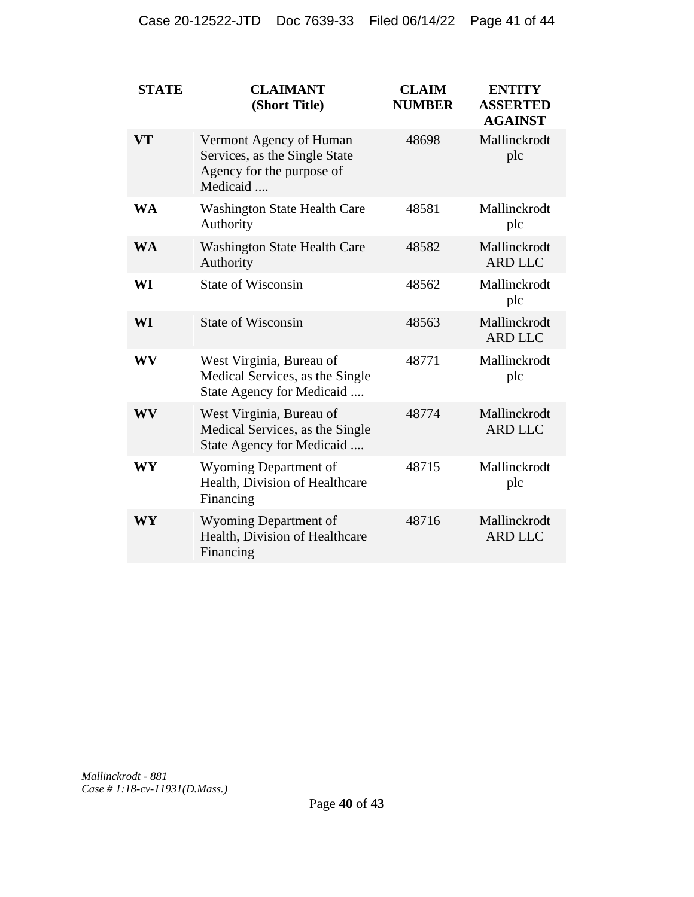| STATE | CLAIMANT (Short Title) | CLAIM NUMBER | ENTITY ASSERTED AGAINST |
|---|---|---|---|
| **VT** | Vermont Agency of Human Services, as the Single State Agency for the purpose of Medicaid .... | 48698 | Mallinckrodt plc |
| **WA** | Washington State Health Care Authority | 48581 | Mallinckrodt plc |
| **WA** | Washington State Health Care Authority | 48582 | Mallinckrodt ARD LLC |
| **WI** | State of Wisconsin | 48562 | Mallinckrodt plc |
| **WI** | State of Wisconsin | 48563 | Mallinckrodt ARD LLC |
| **WV** | West Virginia, Bureau of Medical Services, as the Single State Agency for Medicaid .... | 48771 | Mallinckrodt plc |
| **WV** | West Virginia, Bureau of Medical Services, as the Single State Agency for Medicaid .... | 48774 | Mallinckrodt ARD LLC |
| **WY** | Wyoming Department of Health, Division of Healthcare Financing | 48715 | Mallinckrodt plc |
| **WY** | Wyoming Department of Health, Division of Healthcare Financing | 48716 | Mallinckrodt ARD LLC |

*Mallinckrodt - 881*
*Case # 1:18-cv-11931(D.Mass.)*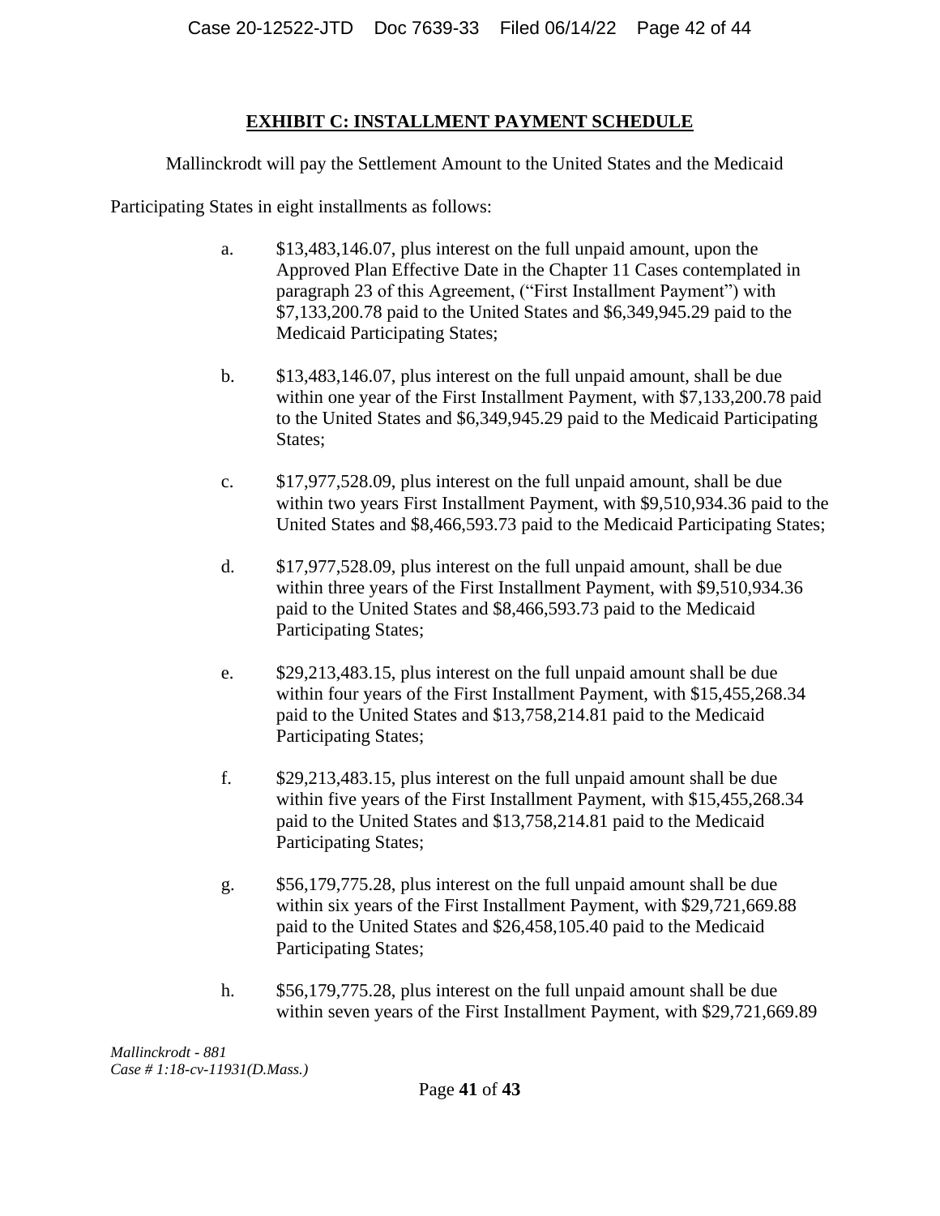## EXHIBIT C: INSTALLMENT PAYMENT SCHEDULE

Mallinckrodt will pay the Settlement Amount to the United States and the Medicaid Participating States in eight installments as follows:

a. $13,483,146.07, plus interest on the full unpaid amount, upon the Approved Plan Effective Date in the Chapter 11 Cases contemplated in paragraph 23 of this Agreement, ("First Installment Payment") with $7,133,200.78 paid to the United States and $6,349,945.29 paid to the Medicaid Participating States;

b. $13,483,146.07, plus interest on the full unpaid amount, shall be due within one year of the First Installment Payment, with $7,133,200.78 paid to the United States and $6,349,945.29 paid to the Medicaid Participating States;

c. $17,977,528.09, plus interest on the full unpaid amount, shall be due within two years First Installment Payment, with $9,510,934.36 paid to the United States and $8,466,593.73 paid to the Medicaid Participating States;

d. $17,977,528.09, plus interest on the full unpaid amount, shall be due within three years of the First Installment Payment, with $9,510,934.36 paid to the United States and $8,466,593.73 paid to the Medicaid Participating States;

e. $29,213,483.15, plus interest on the full unpaid amount shall be due within four years of the First Installment Payment, with $15,455,268.34 paid to the United States and $13,758,214.81 paid to the Medicaid Participating States;

f. $29,213,483.15, plus interest on the full unpaid amount shall be due within five years of the First Installment Payment, with $15,455,268.34 paid to the United States and $13,758,214.81 paid to the Medicaid Participating States;

g. $56,179,775.28, plus interest on the full unpaid amount shall be due within six years of the First Installment Payment, with $29,721,669.88 paid to the United States and $26,458,105.40 paid to the Medicaid Participating States;

h. $56,179,775.28, plus interest on the full unpaid amount shall be due within seven years of the First Installment Payment, with $29,721,669.89

*Mallinckrodt - 881*
*Case # 1:18-cv-11931(D.Mass.)*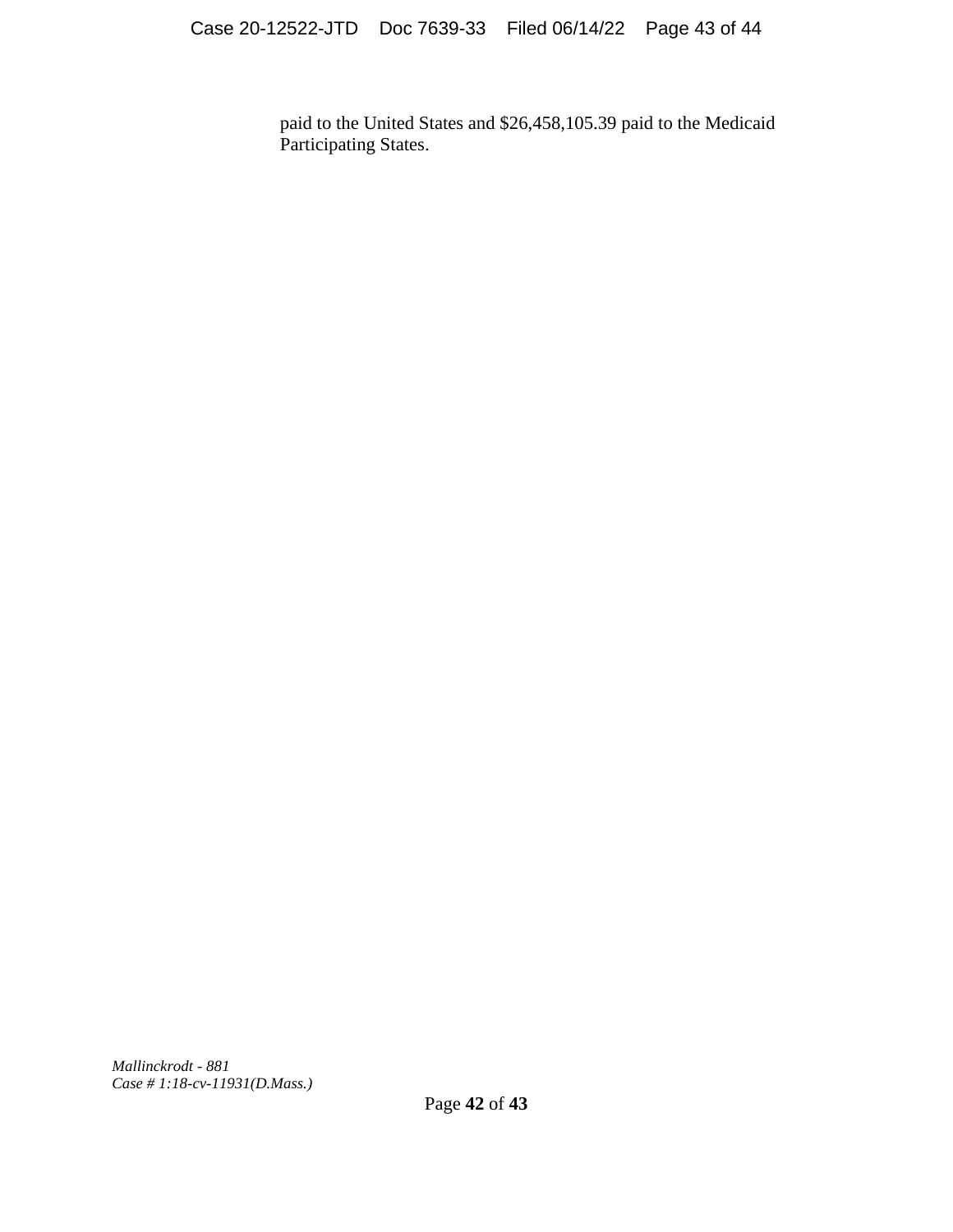paid to the United States and $26,458,105.39 paid to the Medicaid Participating States.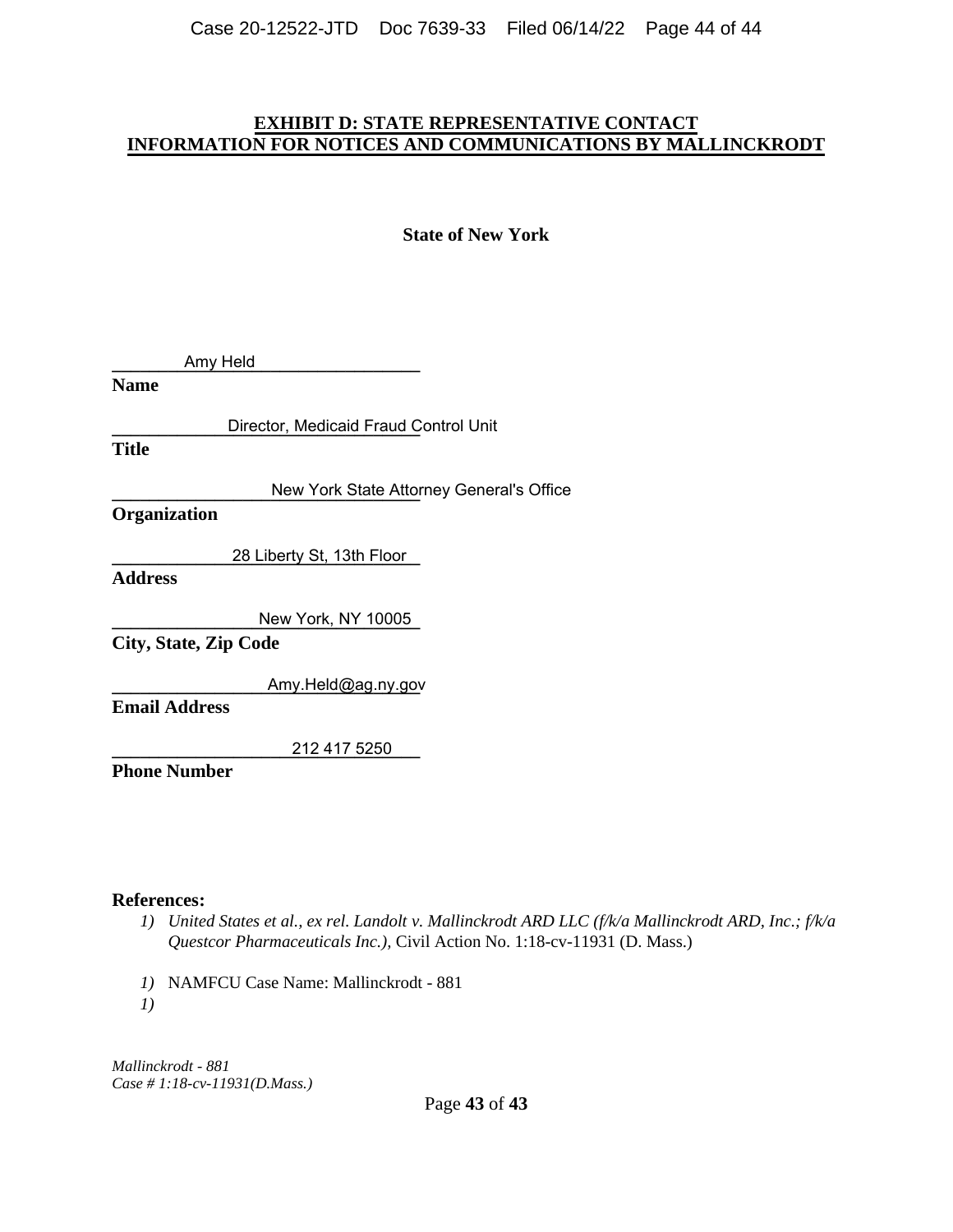**EXHIBIT D: STATE REPRESENTATIVE CONTACT INFORMATION FOR NOTICES AND COMMUNICATIONS BY MALLINCKRODT**

**State of New York**

Amy Held
**Name**

Director, Medicaid Fraud Control Unit
**Title**

New York State Attorney General's Office
**Organization**

28 Liberty St, 13th Floor
**Address**

New York, NY 10005
**City, State, Zip Code**

Amy.Held@ag.ny.gov
**Email Address**

212 417 5250
**Phone Number**

**References:**

1) *United States et al., ex rel. Landolt v. Mallinckrodt ARD LLC (f/k/a Mallinckrodt ARD, Inc.; f/k/a Questcor Pharmaceuticals Inc.),* Civil Action No. 1:18-cv-11931 (D. Mass.)

1) NAMFCU Case Name: Mallinckrodt - 881
1)

*Mallinckrodt - 881*
*Case # 1:18-cv-11931(D.Mass.)*